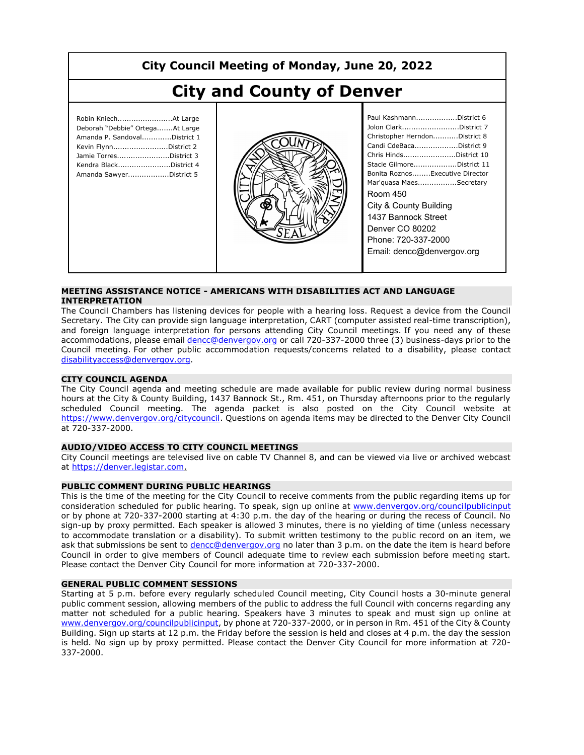# City Council Meeting of Monday, June 20, 2022

# City and County of Denver

Robin Kniech........................At Large
Deborah "Debbie" Ortega.......At Large
Amanda P. Sandoval............District 1
Kevin Flynn........................District 2
Jamie Torres.......................District 3
Kendra Black.......................District 4
Amanda Sawyer..................District 5

Paul Kashmann..................District 6
Jolon Clark.........................District 7
Christopher Herndon...........District 8
Candi CdeBaca...................District 9
Chris Hinds.......................District 10
Stacie Gilmore...................District 11
Bonita Roznos........Executive Director
Mar'quasa Maes.................Secretary

Room 450
City & County Building
1437 Bannock Street
Denver CO 80202
Phone: 720-337-2000
Email: dencc@denvergov.org

### MEETING ASSISTANCE NOTICE - AMERICANS WITH DISABILITIES ACT AND LANGUAGE INTERPRETATION

The Council Chambers has listening devices for people with a hearing loss. Request a device from the Council Secretary. The City can provide sign language interpretation, CART (computer assisted real-time transcription), and foreign language interpretation for persons attending City Council meetings. If you need any of these accommodations, please email dencc@denvergov.org or call 720-337-2000 three (3) business-days prior to the Council meeting. For other public accommodation requests/concerns related to a disability, please contact disabilityaccess@denvergov.org.

### CITY COUNCIL AGENDA

The City Council agenda and meeting schedule are made available for public review during normal business hours at the City & County Building, 1437 Bannock St., Rm. 451, on Thursday afternoons prior to the regularly scheduled Council meeting. The agenda packet is also posted on the City Council website at https://www.denvergov.org/citycouncil. Questions on agenda items may be directed to the Denver City Council at 720-337-2000.

### AUDIO/VIDEO ACCESS TO CITY COUNCIL MEETINGS

City Council meetings are televised live on cable TV Channel 8, and can be viewed via live or archived webcast at https://denver.legistar.com.

### PUBLIC COMMENT DURING PUBLIC HEARINGS

This is the time of the meeting for the City Council to receive comments from the public regarding items up for consideration scheduled for public hearing. To speak, sign up online at www.denvergov.org/councilpublicinput or by phone at 720-337-2000 starting at 4:30 p.m. the day of the hearing or during the recess of Council. No sign-up by proxy permitted. Each speaker is allowed 3 minutes, there is no yielding of time (unless necessary to accommodate translation or a disability). To submit written testimony to the public record on an item, we ask that submissions be sent to dencc@denvergov.org no later than 3 p.m. on the date the item is heard before Council in order to give members of Council adequate time to review each submission before meeting start. Please contact the Denver City Council for more information at 720-337-2000.

### GENERAL PUBLIC COMMENT SESSIONS

Starting at 5 p.m. before every regularly scheduled Council meeting, City Council hosts a 30-minute general public comment session, allowing members of the public to address the full Council with concerns regarding any matter not scheduled for a public hearing. Speakers have 3 minutes to speak and must sign up online at www.denvergov.org/councilpublicinput, by phone at 720-337-2000, or in person in Rm. 451 of the City & County Building. Sign up starts at 12 p.m. the Friday before the session is held and closes at 4 p.m. the day the session is held. No sign up by proxy permitted. Please contact the Denver City Council for more information at 720-337-2000.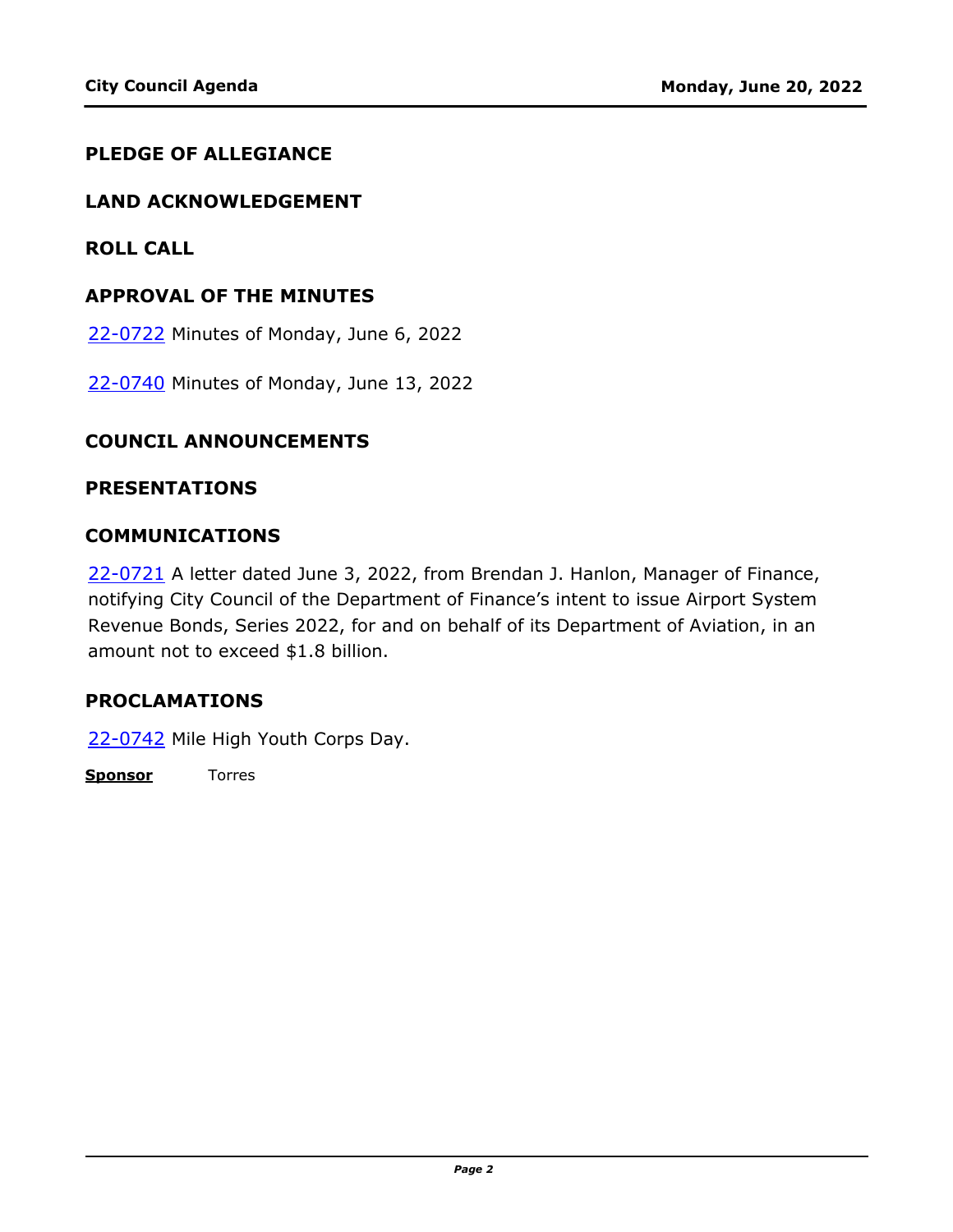## PLEDGE OF ALLEGIANCE

## LAND ACKNOWLEDGEMENT

## ROLL CALL

## APPROVAL OF THE MINUTES

22-0722 Minutes of Monday, June 6, 2022

22-0740 Minutes of Monday, June 13, 2022

## COUNCIL ANNOUNCEMENTS

## PRESENTATIONS

## COMMUNICATIONS

22-0721 A letter dated June 3, 2022, from Brendan J. Hanlon, Manager of Finance, notifying City Council of the Department of Finance's intent to issue Airport System Revenue Bonds, Series 2022, for and on behalf of its Department of Aviation, in an amount not to exceed $1.8 billion.

## PROCLAMATIONS

22-0742 Mile High Youth Corps Day.

**Sponsor** Torres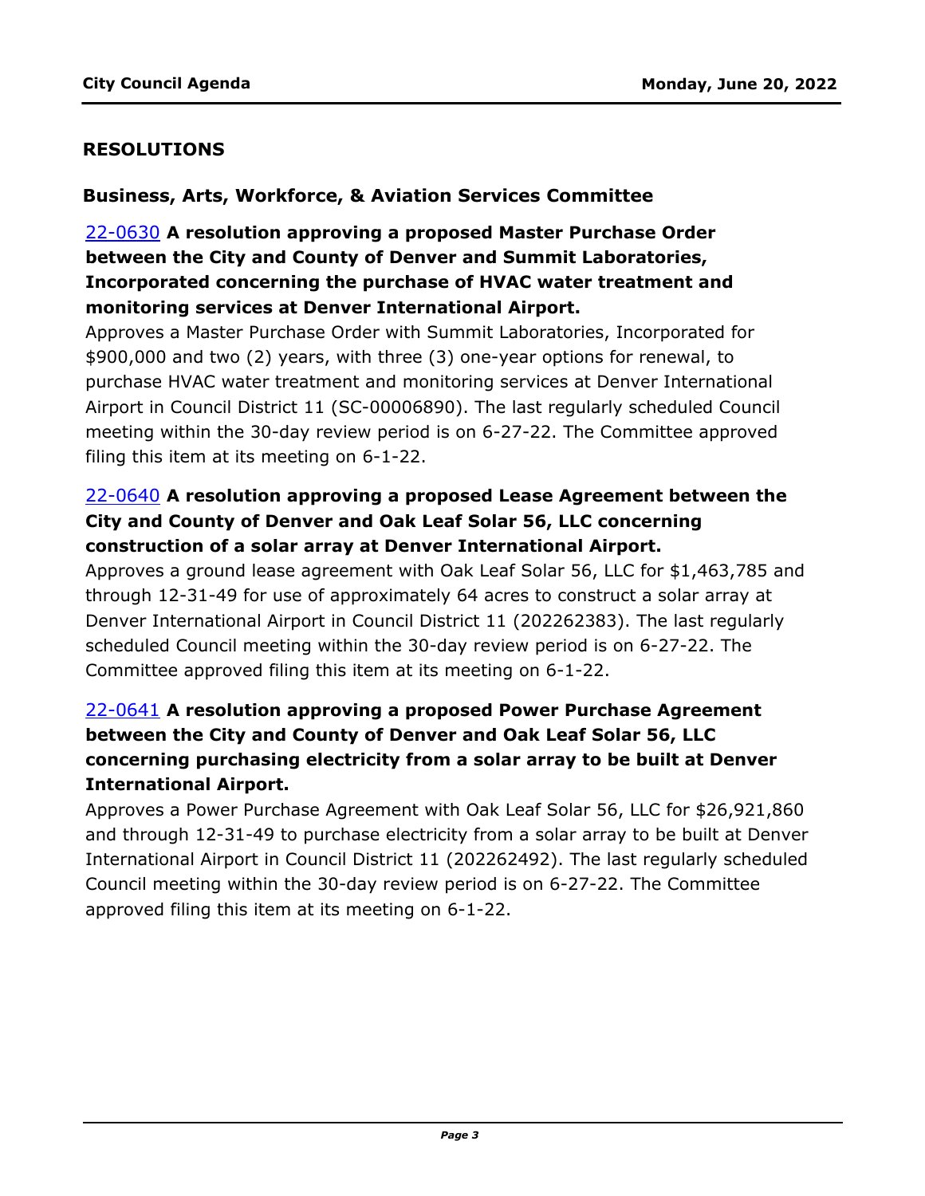## RESOLUTIONS

### Business, Arts, Workforce, & Aviation Services Committee

22-0630 **A resolution approving a proposed Master Purchase Order between the City and County of Denver and Summit Laboratories, Incorporated concerning the purchase of HVAC water treatment and monitoring services at Denver International Airport.**

Approves a Master Purchase Order with Summit Laboratories, Incorporated for $900,000 and two (2) years, with three (3) one-year options for renewal, to purchase HVAC water treatment and monitoring services at Denver International Airport in Council District 11 (SC-00006890). The last regularly scheduled Council meeting within the 30-day review period is on 6-27-22. The Committee approved filing this item at its meeting on 6-1-22.

22-0640 **A resolution approving a proposed Lease Agreement between the City and County of Denver and Oak Leaf Solar 56, LLC concerning construction of a solar array at Denver International Airport.**

Approves a ground lease agreement with Oak Leaf Solar 56, LLC for $1,463,785 and through 12-31-49 for use of approximately 64 acres to construct a solar array at Denver International Airport in Council District 11 (202262383). The last regularly scheduled Council meeting within the 30-day review period is on 6-27-22. The Committee approved filing this item at its meeting on 6-1-22.

22-0641 **A resolution approving a proposed Power Purchase Agreement between the City and County of Denver and Oak Leaf Solar 56, LLC concerning purchasing electricity from a solar array to be built at Denver International Airport.**

Approves a Power Purchase Agreement with Oak Leaf Solar 56, LLC for $26,921,860 and through 12-31-49 to purchase electricity from a solar array to be built at Denver International Airport in Council District 11 (202262492). The last regularly scheduled Council meeting within the 30-day review period is on 6-27-22. The Committee approved filing this item at its meeting on 6-1-22.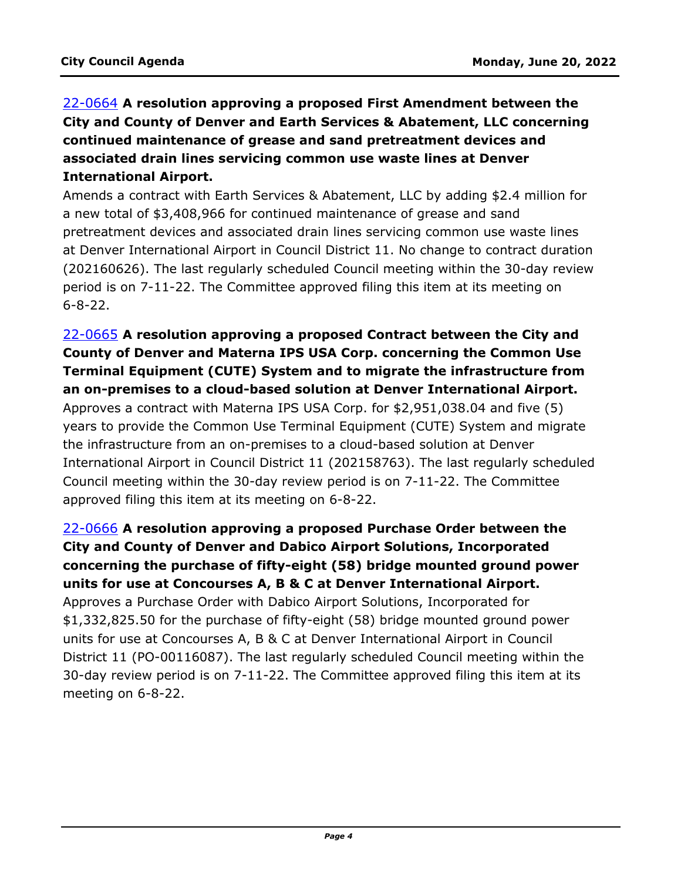[22-0664](22-0664) **A resolution approving a proposed First Amendment between the City and County of Denver and Earth Services & Abatement, LLC concerning continued maintenance of grease and sand pretreatment devices and associated drain lines servicing common use waste lines at Denver International Airport.**

Amends a contract with Earth Services & Abatement, LLC by adding $2.4 million for a new total of $3,408,966 for continued maintenance of grease and sand pretreatment devices and associated drain lines servicing common use waste lines at Denver International Airport in Council District 11. No change to contract duration (202160626). The last regularly scheduled Council meeting within the 30-day review period is on 7-11-22. The Committee approved filing this item at its meeting on 6-8-22.

[22-0665](22-0665) **A resolution approving a proposed Contract between the City and County of Denver and Materna IPS USA Corp. concerning the Common Use Terminal Equipment (CUTE) System and to migrate the infrastructure from an on-premises to a cloud-based solution at Denver International Airport.**

Approves a contract with Materna IPS USA Corp. for $2,951,038.04 and five (5) years to provide the Common Use Terminal Equipment (CUTE) System and migrate the infrastructure from an on-premises to a cloud-based solution at Denver International Airport in Council District 11 (202158763). The last regularly scheduled Council meeting within the 30-day review period is on 7-11-22. The Committee approved filing this item at its meeting on 6-8-22.

[22-0666](22-0666) **A resolution approving a proposed Purchase Order between the City and County of Denver and Dabico Airport Solutions, Incorporated concerning the purchase of fifty-eight (58) bridge mounted ground power units for use at Concourses A, B & C at Denver International Airport.**

Approves a Purchase Order with Dabico Airport Solutions, Incorporated for $1,332,825.50 for the purchase of fifty-eight (58) bridge mounted ground power units for use at Concourses A, B & C at Denver International Airport in Council District 11 (PO-00116087). The last regularly scheduled Council meeting within the 30-day review period is on 7-11-22. The Committee approved filing this item at its meeting on 6-8-22.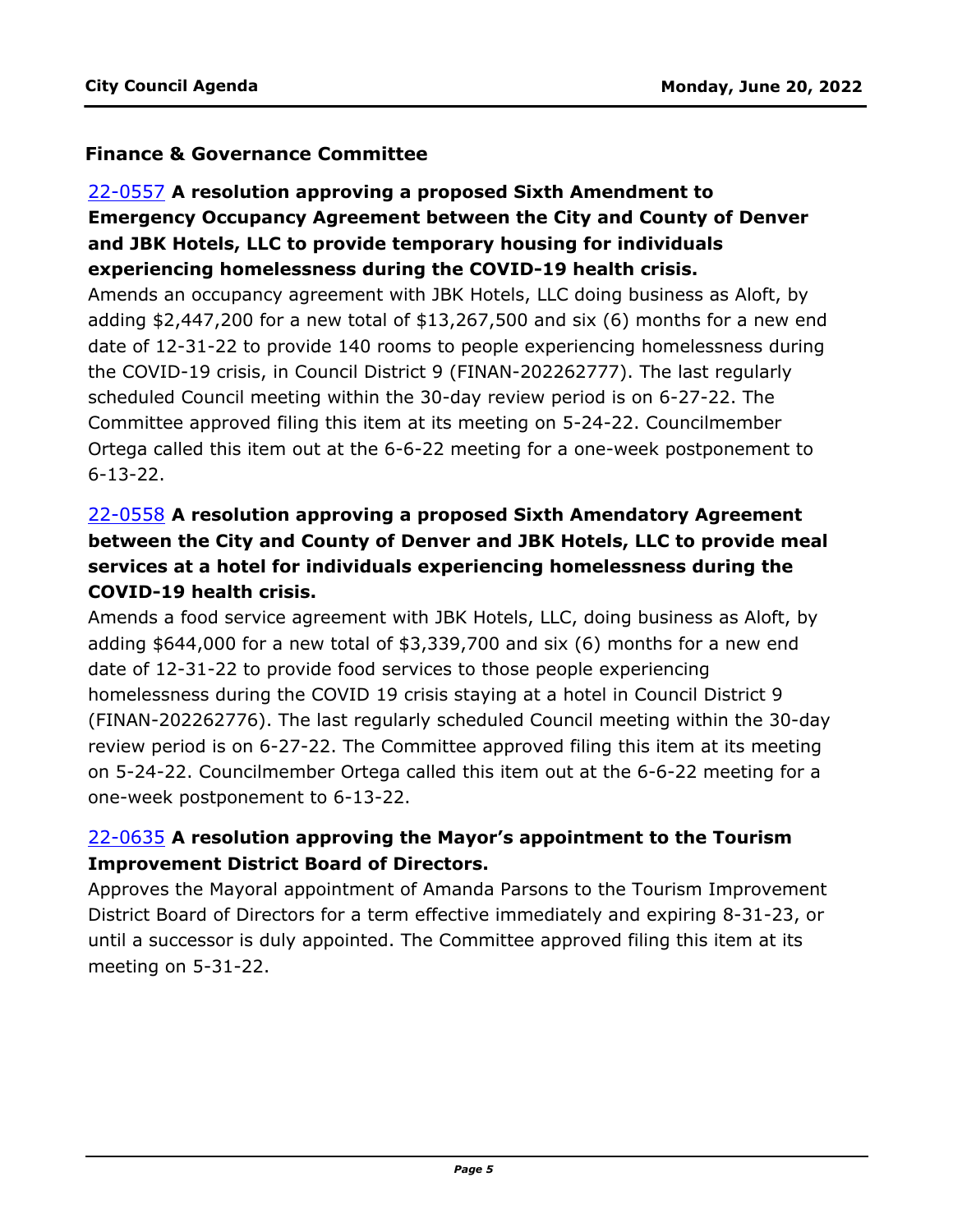### Finance & Governance Committee

[22-0557] **A resolution approving a proposed Sixth Amendment to Emergency Occupancy Agreement between the City and County of Denver and JBK Hotels, LLC to provide temporary housing for individuals experiencing homelessness during the COVID-19 health crisis.**

Amends an occupancy agreement with JBK Hotels, LLC doing business as Aloft, by adding $2,447,200 for a new total of $13,267,500 and six (6) months for a new end date of 12-31-22 to provide 140 rooms to people experiencing homelessness during the COVID-19 crisis, in Council District 9 (FINAN-202262777). The last regularly scheduled Council meeting within the 30-day review period is on 6-27-22. The Committee approved filing this item at its meeting on 5-24-22. Councilmember Ortega called this item out at the 6-6-22 meeting for a one-week postponement to 6-13-22.

[22-0558] **A resolution approving a proposed Sixth Amendatory Agreement between the City and County of Denver and JBK Hotels, LLC to provide meal services at a hotel for individuals experiencing homelessness during the COVID-19 health crisis.**

Amends a food service agreement with JBK Hotels, LLC, doing business as Aloft, by adding $644,000 for a new total of $3,339,700 and six (6) months for a new end date of 12-31-22 to provide food services to those people experiencing homelessness during the COVID 19 crisis staying at a hotel in Council District 9 (FINAN-202262776). The last regularly scheduled Council meeting within the 30-day review period is on 6-27-22. The Committee approved filing this item at its meeting on 5-24-22. Councilmember Ortega called this item out at the 6-6-22 meeting for a one-week postponement to 6-13-22.

[22-0635] **A resolution approving the Mayor's appointment to the Tourism Improvement District Board of Directors.**

Approves the Mayoral appointment of Amanda Parsons to the Tourism Improvement District Board of Directors for a term effective immediately and expiring 8-31-23, or until a successor is duly appointed. The Committee approved filing this item at its meeting on 5-31-22.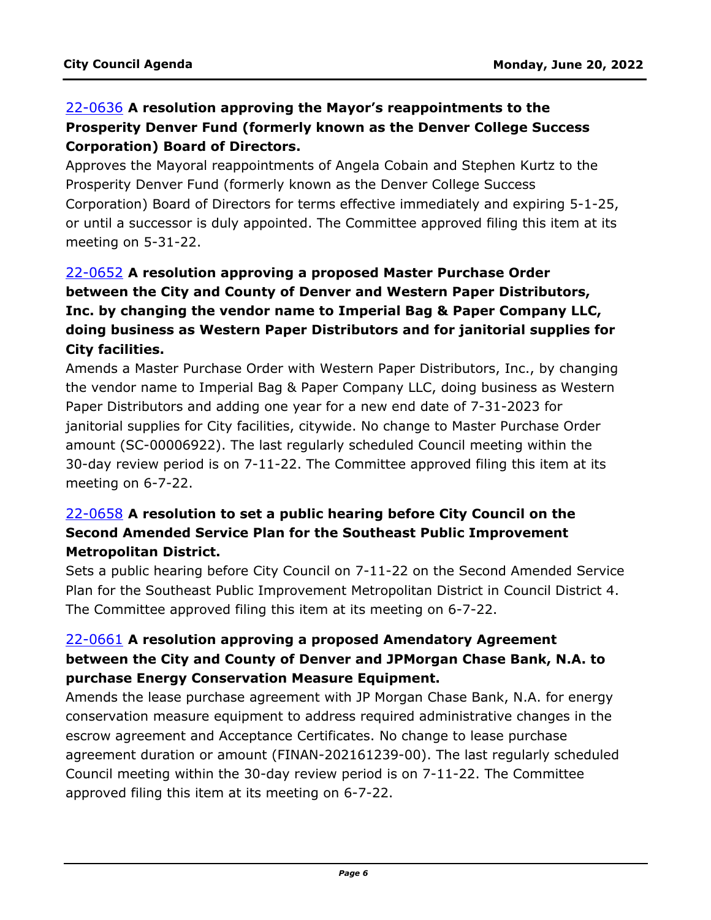[22-0636](#) **A resolution approving the Mayor's reappointments to the Prosperity Denver Fund (formerly known as the Denver College Success Corporation) Board of Directors.**

Approves the Mayoral reappointments of Angela Cobain and Stephen Kurtz to the Prosperity Denver Fund (formerly known as the Denver College Success Corporation) Board of Directors for terms effective immediately and expiring 5-1-25, or until a successor is duly appointed. The Committee approved filing this item at its meeting on 5-31-22.

[22-0652](#) **A resolution approving a proposed Master Purchase Order between the City and County of Denver and Western Paper Distributors, Inc. by changing the vendor name to Imperial Bag & Paper Company LLC, doing business as Western Paper Distributors and for janitorial supplies for City facilities.**

Amends a Master Purchase Order with Western Paper Distributors, Inc., by changing the vendor name to Imperial Bag & Paper Company LLC, doing business as Western Paper Distributors and adding one year for a new end date of 7-31-2023 for janitorial supplies for City facilities, citywide. No change to Master Purchase Order amount (SC-00006922). The last regularly scheduled Council meeting within the 30-day review period is on 7-11-22. The Committee approved filing this item at its meeting on 6-7-22.

[22-0658](#) **A resolution to set a public hearing before City Council on the Second Amended Service Plan for the Southeast Public Improvement Metropolitan District.**

Sets a public hearing before City Council on 7-11-22 on the Second Amended Service Plan for the Southeast Public Improvement Metropolitan District in Council District 4. The Committee approved filing this item at its meeting on 6-7-22.

[22-0661](#) **A resolution approving a proposed Amendatory Agreement between the City and County of Denver and JPMorgan Chase Bank, N.A. to purchase Energy Conservation Measure Equipment.**

Amends the lease purchase agreement with JP Morgan Chase Bank, N.A. for energy conservation measure equipment to address required administrative changes in the escrow agreement and Acceptance Certificates. No change to lease purchase agreement duration or amount (FINAN-202161239-00). The last regularly scheduled Council meeting within the 30-day review period is on 7-11-22. The Committee approved filing this item at its meeting on 6-7-22.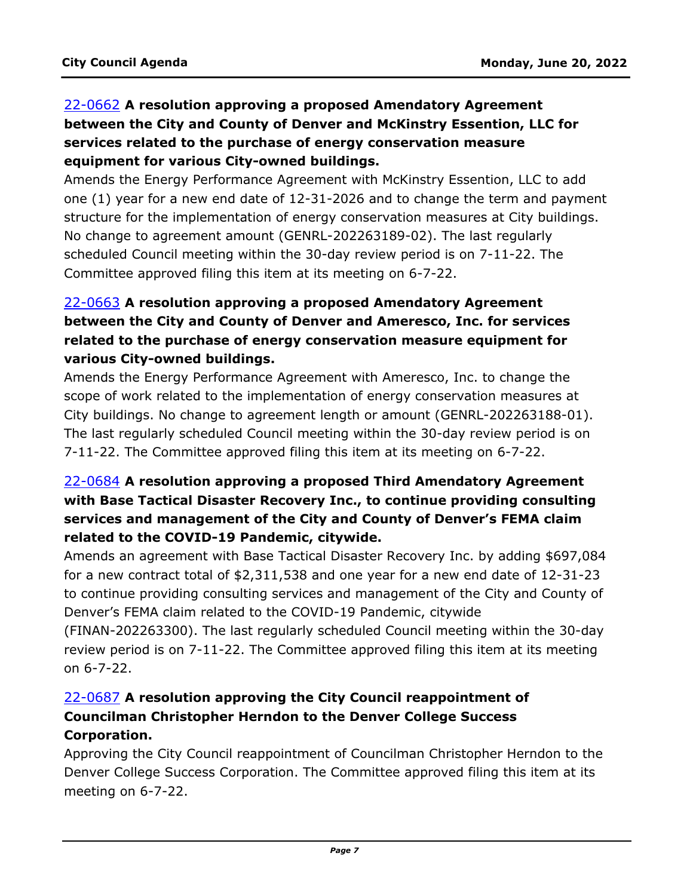[22-0662](22-0662) **A resolution approving a proposed Amendatory Agreement between the City and County of Denver and McKinstry Essention, LLC for services related to the purchase of energy conservation measure equipment for various City-owned buildings.**

Amends the Energy Performance Agreement with McKinstry Essention, LLC to add one (1) year for a new end date of 12-31-2026 and to change the term and payment structure for the implementation of energy conservation measures at City buildings. No change to agreement amount (GENRL-202263189-02). The last regularly scheduled Council meeting within the 30-day review period is on 7-11-22. The Committee approved filing this item at its meeting on 6-7-22.

[22-0663](22-0663) **A resolution approving a proposed Amendatory Agreement between the City and County of Denver and Ameresco, Inc. for services related to the purchase of energy conservation measure equipment for various City-owned buildings.**

Amends the Energy Performance Agreement with Ameresco, Inc. to change the scope of work related to the implementation of energy conservation measures at City buildings. No change to agreement length or amount (GENRL-202263188-01). The last regularly scheduled Council meeting within the 30-day review period is on 7-11-22. The Committee approved filing this item at its meeting on 6-7-22.

[22-0684](22-0684) **A resolution approving a proposed Third Amendatory Agreement with Base Tactical Disaster Recovery Inc., to continue providing consulting services and management of the City and County of Denver's FEMA claim related to the COVID-19 Pandemic, citywide.**

Amends an agreement with Base Tactical Disaster Recovery Inc. by adding $697,084 for a new contract total of $2,311,538 and one year for a new end date of 12-31-23 to continue providing consulting services and management of the City and County of Denver's FEMA claim related to the COVID-19 Pandemic, citywide (FINAN-202263300). The last regularly scheduled Council meeting within the 30-day review period is on 7-11-22. The Committee approved filing this item at its meeting on 6-7-22.

[22-0687](22-0687) **A resolution approving the City Council reappointment of Councilman Christopher Herndon to the Denver College Success Corporation.**

Approving the City Council reappointment of Councilman Christopher Herndon to the Denver College Success Corporation. The Committee approved filing this item at its meeting on 6-7-22.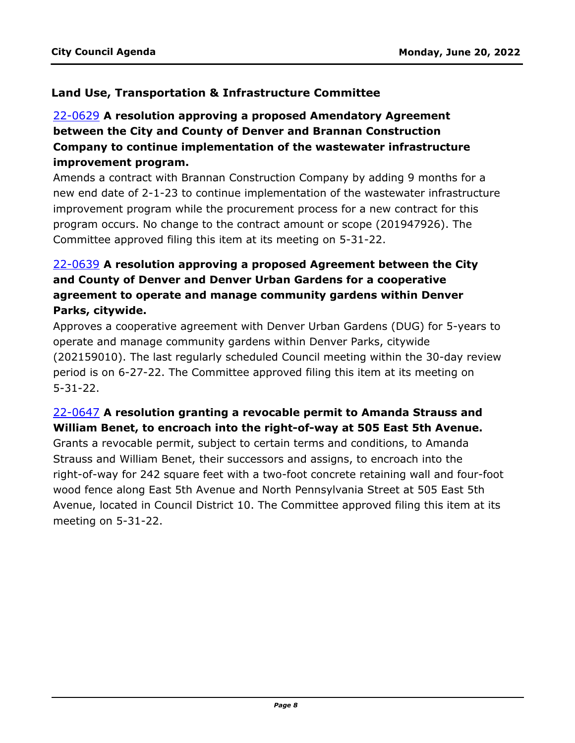## Land Use, Transportation & Infrastructure Committee

[22-0629](22-0629) **A resolution approving a proposed Amendatory Agreement between the City and County of Denver and Brannan Construction Company to continue implementation of the wastewater infrastructure improvement program.**

Amends a contract with Brannan Construction Company by adding 9 months for a new end date of 2-1-23 to continue implementation of the wastewater infrastructure improvement program while the procurement process for a new contract for this program occurs. No change to the contract amount or scope (201947926). The Committee approved filing this item at its meeting on 5-31-22.

22-0639 **A resolution approving a proposed Agreement between the City and County of Denver and Denver Urban Gardens for a cooperative agreement to operate and manage community gardens within Denver Parks, citywide.**

Approves a cooperative agreement with Denver Urban Gardens (DUG) for 5-years to operate and manage community gardens within Denver Parks, citywide (202159010). The last regularly scheduled Council meeting within the 30-day review period is on 6-27-22. The Committee approved filing this item at its meeting on 5-31-22.

22-0647 **A resolution granting a revocable permit to Amanda Strauss and William Benet, to encroach into the right-of-way at 505 East 5th Avenue.**

Grants a revocable permit, subject to certain terms and conditions, to Amanda Strauss and William Benet, their successors and assigns, to encroach into the right-of-way for 242 square feet with a two-foot concrete retaining wall and four-foot wood fence along East 5th Avenue and North Pennsylvania Street at 505 East 5th Avenue, located in Council District 10. The Committee approved filing this item at its meeting on 5-31-22.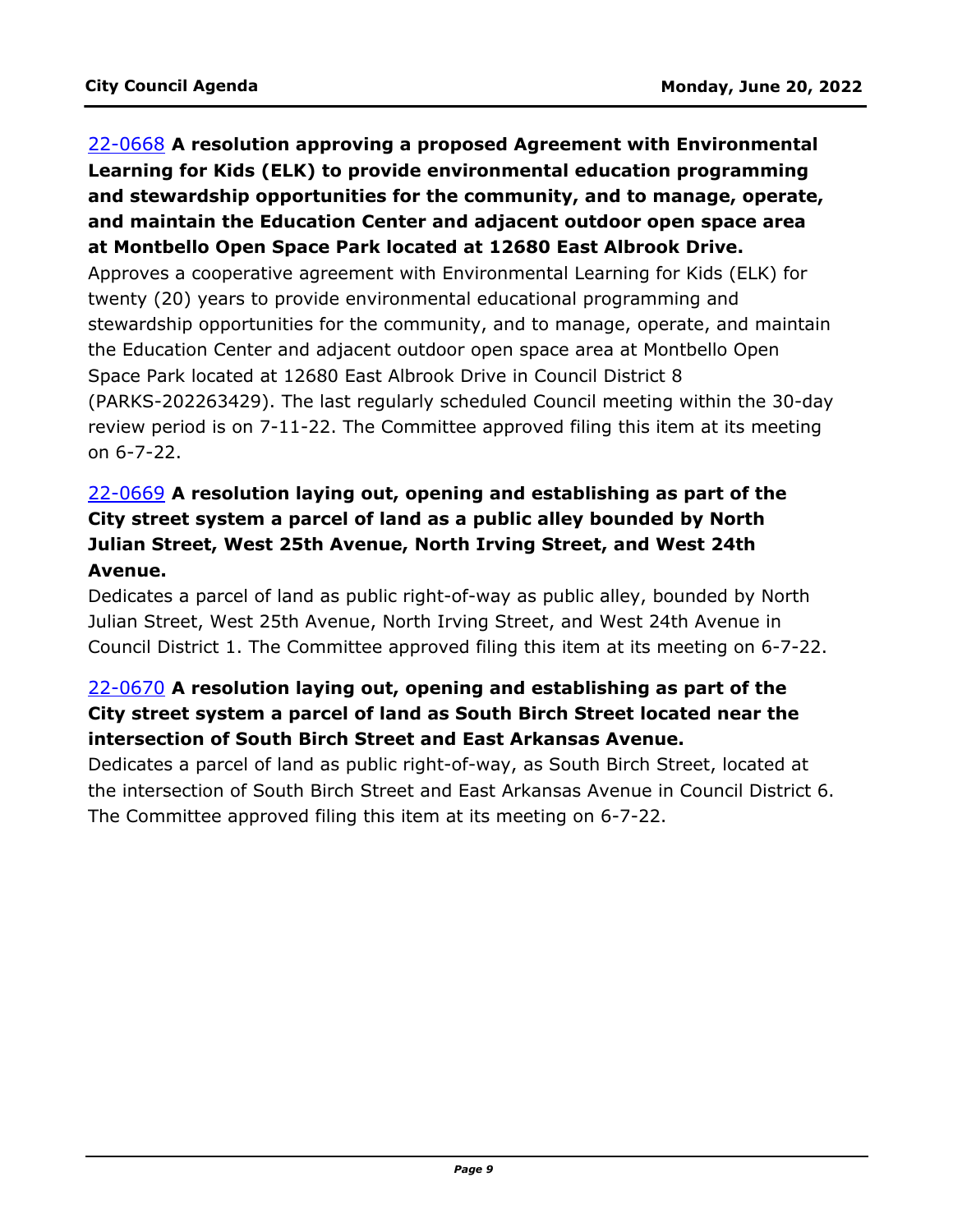**22-0668 A resolution approving a proposed Agreement with Environmental Learning for Kids (ELK) to provide environmental education programming and stewardship opportunities for the community, and to manage, operate, and maintain the Education Center and adjacent outdoor open space area at Montbello Open Space Park located at 12680 East Albrook Drive.**

Approves a cooperative agreement with Environmental Learning for Kids (ELK) for twenty (20) years to provide environmental educational programming and stewardship opportunities for the community, and to manage, operate, and maintain the Education Center and adjacent outdoor open space area at Montbello Open Space Park located at 12680 East Albrook Drive in Council District 8 (PARKS-202263429). The last regularly scheduled Council meeting within the 30-day review period is on 7-11-22. The Committee approved filing this item at its meeting on 6-7-22.

**22-0669 A resolution laying out, opening and establishing as part of the City street system a parcel of land as a public alley bounded by North Julian Street, West 25th Avenue, North Irving Street, and West 24th Avenue.**

Dedicates a parcel of land as public right-of-way as public alley, bounded by North Julian Street, West 25th Avenue, North Irving Street, and West 24th Avenue in Council District 1. The Committee approved filing this item at its meeting on 6-7-22.

**22-0670 A resolution laying out, opening and establishing as part of the City street system a parcel of land as South Birch Street located near the intersection of South Birch Street and East Arkansas Avenue.**

Dedicates a parcel of land as public right-of-way, as South Birch Street, located at the intersection of South Birch Street and East Arkansas Avenue in Council District 6. The Committee approved filing this item at its meeting on 6-7-22.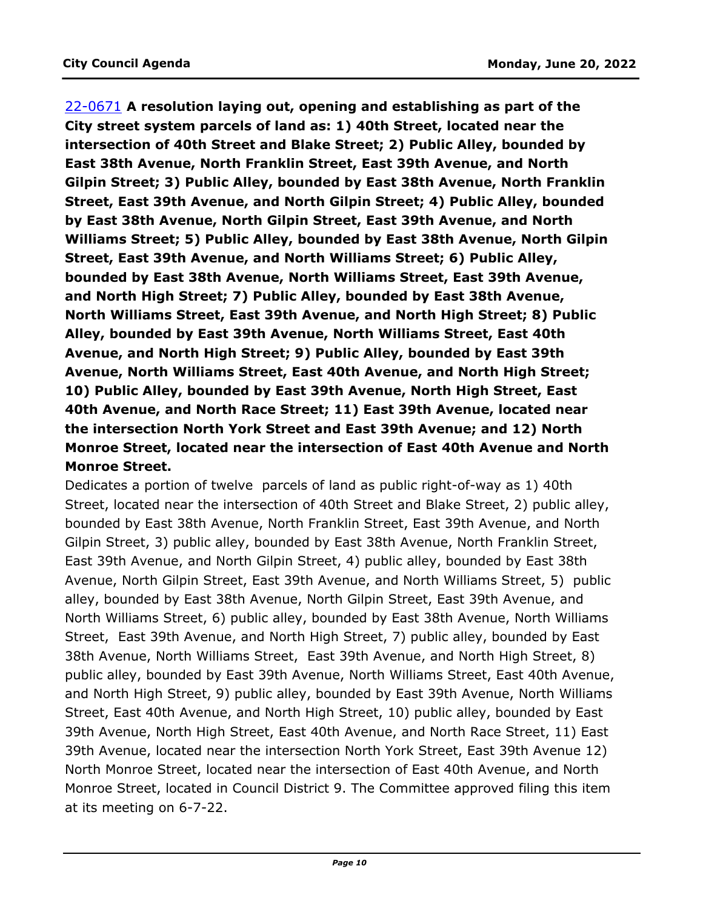[22-0671](22-0671) **A resolution laying out, opening and establishing as part of the City street system parcels of land as: 1) 40th Street, located near the intersection of 40th Street and Blake Street; 2) Public Alley, bounded by East 38th Avenue, North Franklin Street, East 39th Avenue, and North Gilpin Street; 3) Public Alley, bounded by East 38th Avenue, North Franklin Street, East 39th Avenue, and North Gilpin Street; 4) Public Alley, bounded by East 38th Avenue, North Gilpin Street, East 39th Avenue, and North Williams Street; 5) Public Alley, bounded by East 38th Avenue, North Gilpin Street, East 39th Avenue, and North Williams Street; 6) Public Alley, bounded by East 38th Avenue, North Williams Street, East 39th Avenue, and North High Street; 7) Public Alley, bounded by East 38th Avenue, North Williams Street, East 39th Avenue, and North High Street; 8) Public Alley, bounded by East 39th Avenue, North Williams Street, East 40th Avenue, and North High Street; 9) Public Alley, bounded by East 39th Avenue, North Williams Street, East 40th Avenue, and North High Street; 10) Public Alley, bounded by East 39th Avenue, North High Street, East 40th Avenue, and North Race Street; 11) East 39th Avenue, located near the intersection North York Street and East 39th Avenue; and 12) North Monroe Street, located near the intersection of East 40th Avenue and North Monroe Street.**

Dedicates a portion of twelve parcels of land as public right-of-way as 1) 40th Street, located near the intersection of 40th Street and Blake Street, 2) public alley, bounded by East 38th Avenue, North Franklin Street, East 39th Avenue, and North Gilpin Street, 3) public alley, bounded by East 38th Avenue, North Franklin Street, East 39th Avenue, and North Gilpin Street, 4) public alley, bounded by East 38th Avenue, North Gilpin Street, East 39th Avenue, and North Williams Street, 5) public alley, bounded by East 38th Avenue, North Gilpin Street, East 39th Avenue, and North Williams Street, 6) public alley, bounded by East 38th Avenue, North Williams Street, East 39th Avenue, and North High Street, 7) public alley, bounded by East 38th Avenue, North Williams Street, East 39th Avenue, and North High Street, 8) public alley, bounded by East 39th Avenue, North Williams Street, East 40th Avenue, and North High Street, 9) public alley, bounded by East 39th Avenue, North Williams Street, East 40th Avenue, and North High Street, 10) public alley, bounded by East 39th Avenue, North High Street, East 40th Avenue, and North Race Street, 11) East 39th Avenue, located near the intersection North York Street, East 39th Avenue 12) North Monroe Street, located near the intersection of East 40th Avenue, and North Monroe Street, located in Council District 9. The Committee approved filing this item at its meeting on 6-7-22.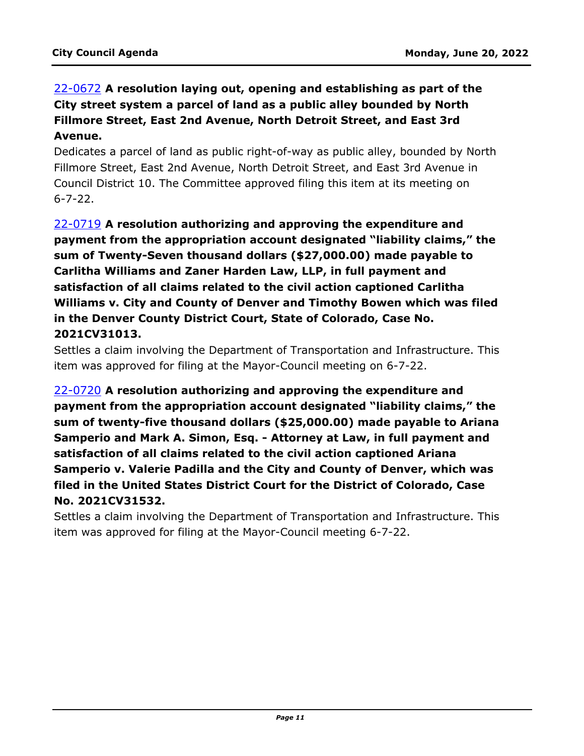[22-0672](22-0672) **A resolution laying out, opening and establishing as part of the City street system a parcel of land as a public alley bounded by North Fillmore Street, East 2nd Avenue, North Detroit Street, and East 3rd Avenue.**

Dedicates a parcel of land as public right-of-way as public alley, bounded by North Fillmore Street, East 2nd Avenue, North Detroit Street, and East 3rd Avenue in Council District 10. The Committee approved filing this item at its meeting on 6-7-22.

[22-0719](22-0719) **A resolution authorizing and approving the expenditure and payment from the appropriation account designated "liability claims," the sum of Twenty-Seven thousand dollars ($27,000.00) made payable to Carlitha Williams and Zaner Harden Law, LLP, in full payment and satisfaction of all claims related to the civil action captioned Carlitha Williams v. City and County of Denver and Timothy Bowen which was filed in the Denver County District Court, State of Colorado, Case No. 2021CV31013.**

Settles a claim involving the Department of Transportation and Infrastructure. This item was approved for filing at the Mayor-Council meeting on 6-7-22.

[22-0720](22-0720) **A resolution authorizing and approving the expenditure and payment from the appropriation account designated "liability claims," the sum of twenty-five thousand dollars ($25,000.00) made payable to Ariana Samperio and Mark A. Simon, Esq. - Attorney at Law, in full payment and satisfaction of all claims related to the civil action captioned Ariana Samperio v. Valerie Padilla and the City and County of Denver, which was filed in the United States District Court for the District of Colorado, Case No. 2021CV31532.**

Settles a claim involving the Department of Transportation and Infrastructure. This item was approved for filing at the Mayor-Council meeting 6-7-22.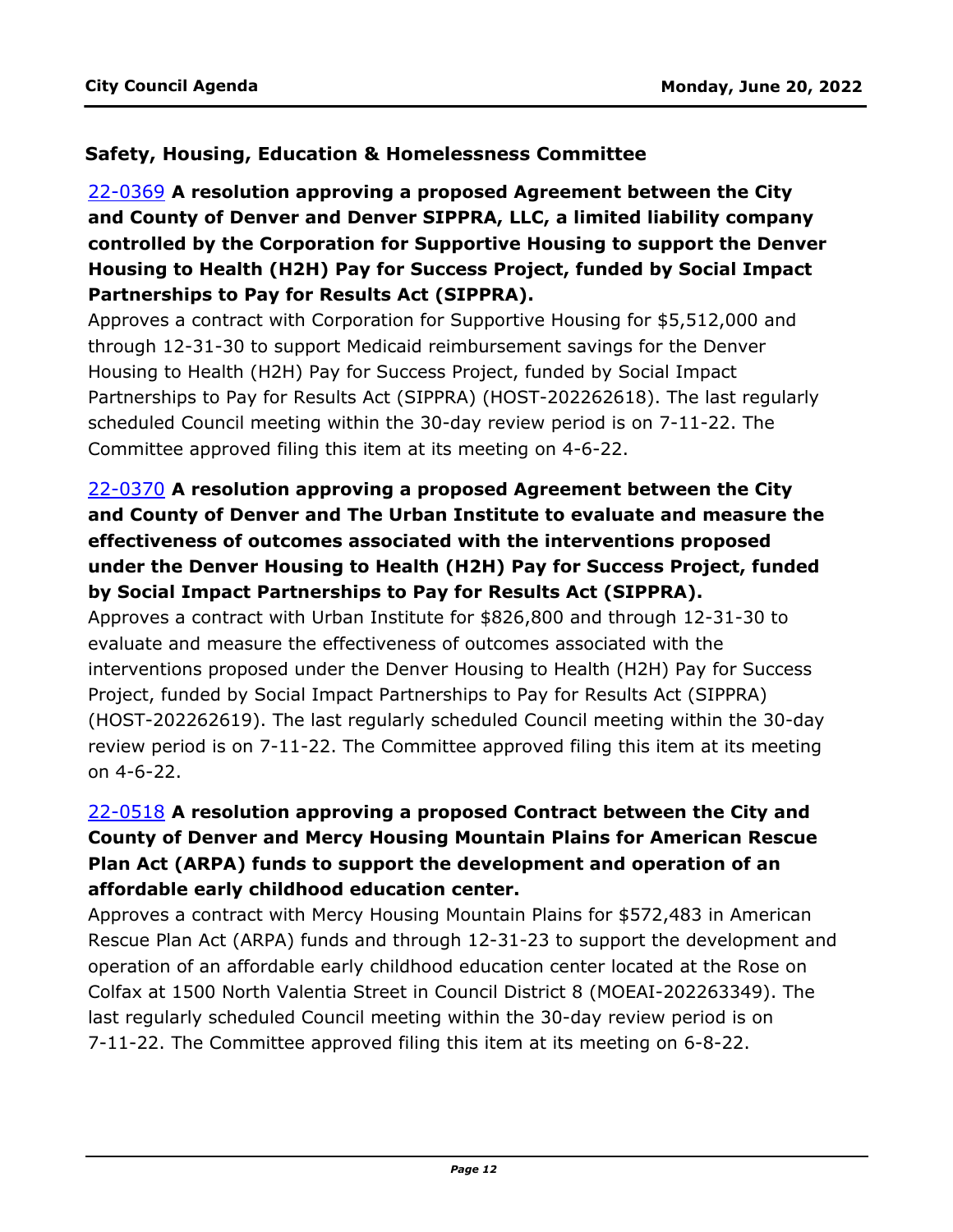### Safety, Housing, Education & Homelessness Committee

**22-0369 A resolution approving a proposed Agreement between the City and County of Denver and Denver SIPPRA, LLC, a limited liability company controlled by the Corporation for Supportive Housing to support the Denver Housing to Health (H2H) Pay for Success Project, funded by Social Impact Partnerships to Pay for Results Act (SIPPRA).**

Approves a contract with Corporation for Supportive Housing for $5,512,000 and through 12-31-30 to support Medicaid reimbursement savings for the Denver Housing to Health (H2H) Pay for Success Project, funded by Social Impact Partnerships to Pay for Results Act (SIPPRA) (HOST-202262618). The last regularly scheduled Council meeting within the 30-day review period is on 7-11-22. The Committee approved filing this item at its meeting on 4-6-22.

**22-0370 A resolution approving a proposed Agreement between the City and County of Denver and The Urban Institute to evaluate and measure the effectiveness of outcomes associated with the interventions proposed under the Denver Housing to Health (H2H) Pay for Success Project, funded by Social Impact Partnerships to Pay for Results Act (SIPPRA).**

Approves a contract with Urban Institute for $826,800 and through 12-31-30 to evaluate and measure the effectiveness of outcomes associated with the interventions proposed under the Denver Housing to Health (H2H) Pay for Success Project, funded by Social Impact Partnerships to Pay for Results Act (SIPPRA) (HOST-202262619). The last regularly scheduled Council meeting within the 30-day review period is on 7-11-22. The Committee approved filing this item at its meeting on 4-6-22.

**22-0518 A resolution approving a proposed Contract between the City and County of Denver and Mercy Housing Mountain Plains for American Rescue Plan Act (ARPA) funds to support the development and operation of an affordable early childhood education center.**

Approves a contract with Mercy Housing Mountain Plains for $572,483 in American Rescue Plan Act (ARPA) funds and through 12-31-23 to support the development and operation of an affordable early childhood education center located at the Rose on Colfax at 1500 North Valentia Street in Council District 8 (MOEAI-202263349). The last regularly scheduled Council meeting within the 30-day review period is on 7-11-22. The Committee approved filing this item at its meeting on 6-8-22.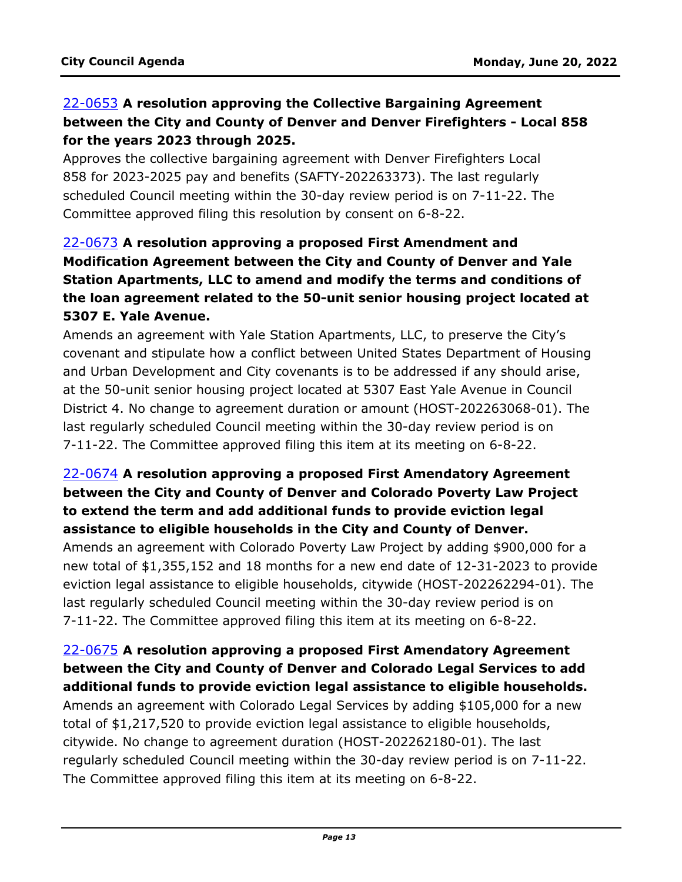[22-0653](22-0653) **A resolution approving the Collective Bargaining Agreement between the City and County of Denver and Denver Firefighters - Local 858 for the years 2023 through 2025.**

Approves the collective bargaining agreement with Denver Firefighters Local 858 for 2023-2025 pay and benefits (SAFTY-202263373). The last regularly scheduled Council meeting within the 30-day review period is on 7-11-22. The Committee approved filing this resolution by consent on 6-8-22.

[22-0673](22-0673) **A resolution approving a proposed First Amendment and Modification Agreement between the City and County of Denver and Yale Station Apartments, LLC to amend and modify the terms and conditions of the loan agreement related to the 50-unit senior housing project located at 5307 E. Yale Avenue.**

Amends an agreement with Yale Station Apartments, LLC, to preserve the City's covenant and stipulate how a conflict between United States Department of Housing and Urban Development and City covenants is to be addressed if any should arise, at the 50-unit senior housing project located at 5307 East Yale Avenue in Council District 4. No change to agreement duration or amount (HOST-202263068-01). The last regularly scheduled Council meeting within the 30-day review period is on 7-11-22. The Committee approved filing this item at its meeting on 6-8-22.

[22-0674](22-0674) **A resolution approving a proposed First Amendatory Agreement between the City and County of Denver and Colorado Poverty Law Project to extend the term and add additional funds to provide eviction legal assistance to eligible households in the City and County of Denver.**

Amends an agreement with Colorado Poverty Law Project by adding $900,000 for a new total of $1,355,152 and 18 months for a new end date of 12-31-2023 to provide eviction legal assistance to eligible households, citywide (HOST-202262294-01). The last regularly scheduled Council meeting within the 30-day review period is on 7-11-22. The Committee approved filing this item at its meeting on 6-8-22.

[22-0675](22-0675) **A resolution approving a proposed First Amendatory Agreement between the City and County of Denver and Colorado Legal Services to add additional funds to provide eviction legal assistance to eligible households.**

Amends an agreement with Colorado Legal Services by adding $105,000 for a new total of $1,217,520 to provide eviction legal assistance to eligible households, citywide. No change to agreement duration (HOST-202262180-01). The last regularly scheduled Council meeting within the 30-day review period is on 7-11-22. The Committee approved filing this item at its meeting on 6-8-22.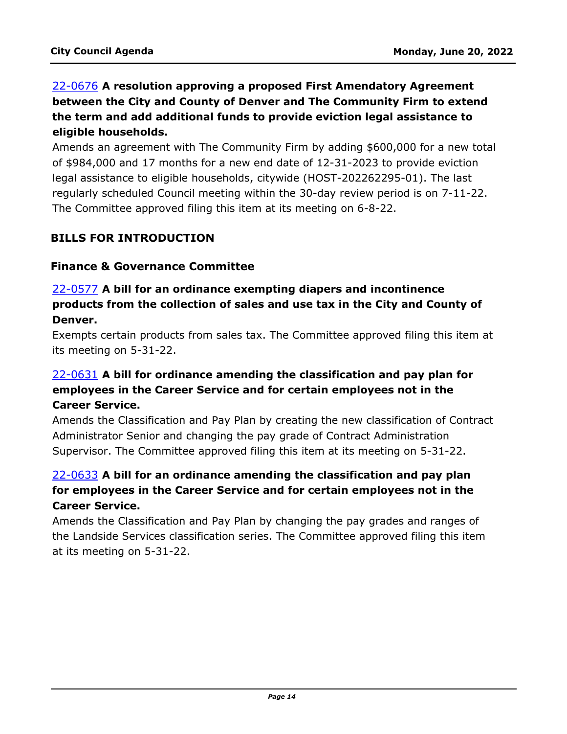[22-0676](22-0676) **A resolution approving a proposed First Amendatory Agreement between the City and County of Denver and The Community Firm to extend the term and add additional funds to provide eviction legal assistance to eligible households.**

Amends an agreement with The Community Firm by adding $600,000 for a new total of $984,000 and 17 months for a new end date of 12-31-2023 to provide eviction legal assistance to eligible households, citywide (HOST-202262295-01). The last regularly scheduled Council meeting within the 30-day review period is on 7-11-22. The Committee approved filing this item at its meeting on 6-8-22.

## BILLS FOR INTRODUCTION

### Finance & Governance Committee

22-0577 **A bill for an ordinance exempting diapers and incontinence products from the collection of sales and use tax in the City and County of Denver.**

Exempts certain products from sales tax. The Committee approved filing this item at its meeting on 5-31-22.

22-0631 **A bill for ordinance amending the classification and pay plan for employees in the Career Service and for certain employees not in the Career Service.**

Amends the Classification and Pay Plan by creating the new classification of Contract Administrator Senior and changing the pay grade of Contract Administration Supervisor. The Committee approved filing this item at its meeting on 5-31-22.

22-0633 **A bill for an ordinance amending the classification and pay plan for employees in the Career Service and for certain employees not in the Career Service.**

Amends the Classification and Pay Plan by changing the pay grades and ranges of the Landside Services classification series. The Committee approved filing this item at its meeting on 5-31-22.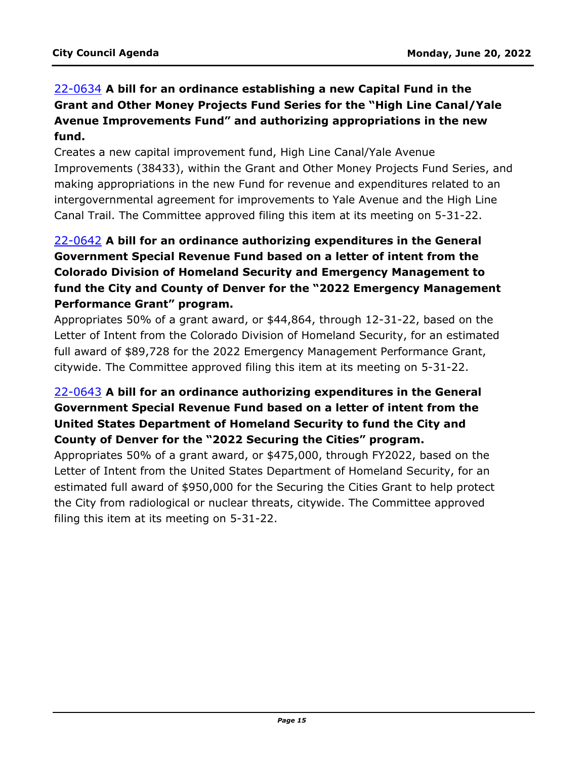[22-0634](#) **A bill for an ordinance establishing a new Capital Fund in the Grant and Other Money Projects Fund Series for the "High Line Canal/Yale Avenue Improvements Fund" and authorizing appropriations in the new fund.**

Creates a new capital improvement fund, High Line Canal/Yale Avenue Improvements (38433), within the Grant and Other Money Projects Fund Series, and making appropriations in the new Fund for revenue and expenditures related to an intergovernmental agreement for improvements to Yale Avenue and the High Line Canal Trail. The Committee approved filing this item at its meeting on 5-31-22.

[22-0642](#) **A bill for an ordinance authorizing expenditures in the General Government Special Revenue Fund based on a letter of intent from the Colorado Division of Homeland Security and Emergency Management to fund the City and County of Denver for the "2022 Emergency Management Performance Grant" program.**

Appropriates 50% of a grant award, or $44,864, through 12-31-22, based on the Letter of Intent from the Colorado Division of Homeland Security, for an estimated full award of $89,728 for the 2022 Emergency Management Performance Grant, citywide. The Committee approved filing this item at its meeting on 5-31-22.

[22-0643](#) **A bill for an ordinance authorizing expenditures in the General Government Special Revenue Fund based on a letter of intent from the United States Department of Homeland Security to fund the City and County of Denver for the "2022 Securing the Cities" program.**

Appropriates 50% of a grant award, or $475,000, through FY2022, based on the Letter of Intent from the United States Department of Homeland Security, for an estimated full award of $950,000 for the Securing the Cities Grant to help protect the City from radiological or nuclear threats, citywide. The Committee approved filing this item at its meeting on 5-31-22.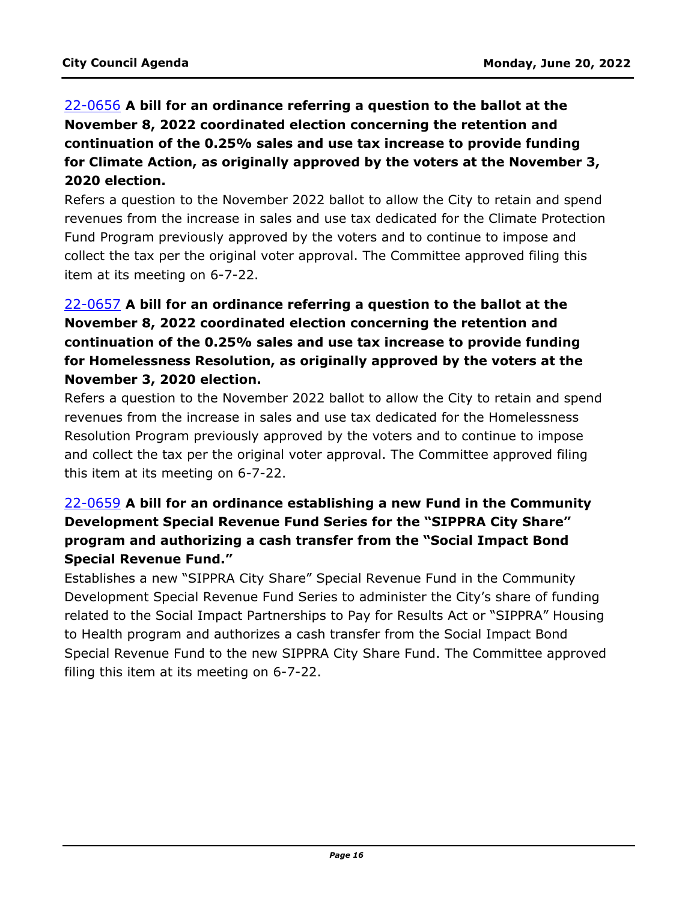22-0656 **A bill for an ordinance referring a question to the ballot at the November 8, 2022 coordinated election concerning the retention and continuation of the 0.25% sales and use tax increase to provide funding for Climate Action, as originally approved by the voters at the November 3, 2020 election.**

Refers a question to the November 2022 ballot to allow the City to retain and spend revenues from the increase in sales and use tax dedicated for the Climate Protection Fund Program previously approved by the voters and to continue to impose and collect the tax per the original voter approval. The Committee approved filing this item at its meeting on 6-7-22.

22-0657 **A bill for an ordinance referring a question to the ballot at the November 8, 2022 coordinated election concerning the retention and continuation of the 0.25% sales and use tax increase to provide funding for Homelessness Resolution, as originally approved by the voters at the November 3, 2020 election.**

Refers a question to the November 2022 ballot to allow the City to retain and spend revenues from the increase in sales and use tax dedicated for the Homelessness Resolution Program previously approved by the voters and to continue to impose and collect the tax per the original voter approval. The Committee approved filing this item at its meeting on 6-7-22.

22-0659 **A bill for an ordinance establishing a new Fund in the Community Development Special Revenue Fund Series for the "SIPPRA City Share" program and authorizing a cash transfer from the "Social Impact Bond Special Revenue Fund."**

Establishes a new "SIPPRA City Share" Special Revenue Fund in the Community Development Special Revenue Fund Series to administer the City's share of funding related to the Social Impact Partnerships to Pay for Results Act or "SIPPRA" Housing to Health program and authorizes a cash transfer from the Social Impact Bond Special Revenue Fund to the new SIPPRA City Share Fund. The Committee approved filing this item at its meeting on 6-7-22.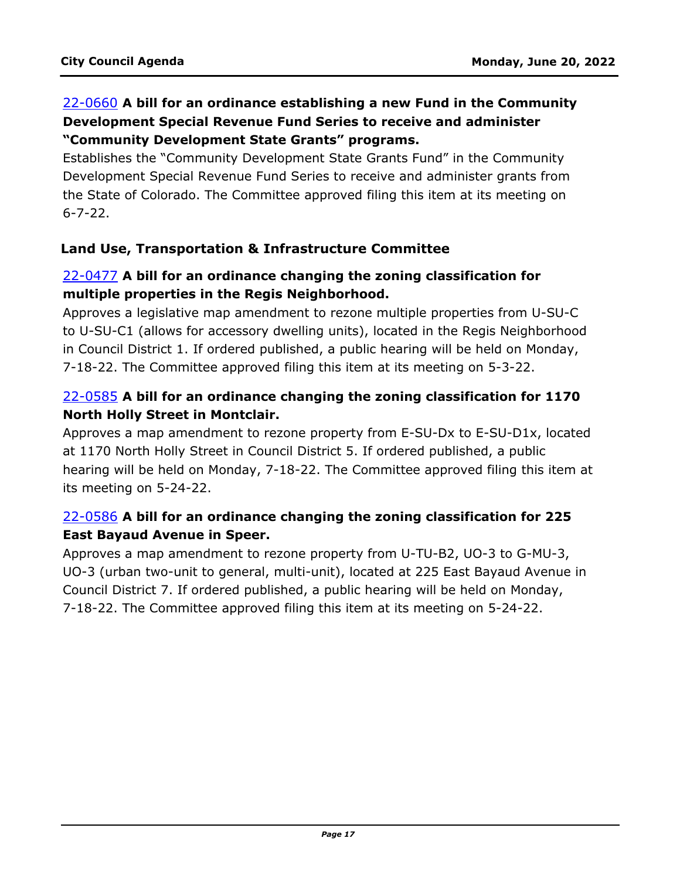22-0660 **A bill for an ordinance establishing a new Fund in the Community Development Special Revenue Fund Series to receive and administer "Community Development State Grants" programs.**

Establishes the "Community Development State Grants Fund" in the Community Development Special Revenue Fund Series to receive and administer grants from the State of Colorado. The Committee approved filing this item at its meeting on 6-7-22.

## Land Use, Transportation & Infrastructure Committee

22-0477 **A bill for an ordinance changing the zoning classification for multiple properties in the Regis Neighborhood.**

Approves a legislative map amendment to rezone multiple properties from U-SU-C to U-SU-C1 (allows for accessory dwelling units), located in the Regis Neighborhood in Council District 1. If ordered published, a public hearing will be held on Monday, 7-18-22. The Committee approved filing this item at its meeting on 5-3-22.

22-0585 **A bill for an ordinance changing the zoning classification for 1170 North Holly Street in Montclair.**

Approves a map amendment to rezone property from E-SU-Dx to E-SU-D1x, located at 1170 North Holly Street in Council District 5. If ordered published, a public hearing will be held on Monday, 7-18-22. The Committee approved filing this item at its meeting on 5-24-22.

22-0586 **A bill for an ordinance changing the zoning classification for 225 East Bayaud Avenue in Speer.**

Approves a map amendment to rezone property from U-TU-B2, UO-3 to G-MU-3, UO-3 (urban two-unit to general, multi-unit), located at 225 East Bayaud Avenue in Council District 7. If ordered published, a public hearing will be held on Monday, 7-18-22. The Committee approved filing this item at its meeting on 5-24-22.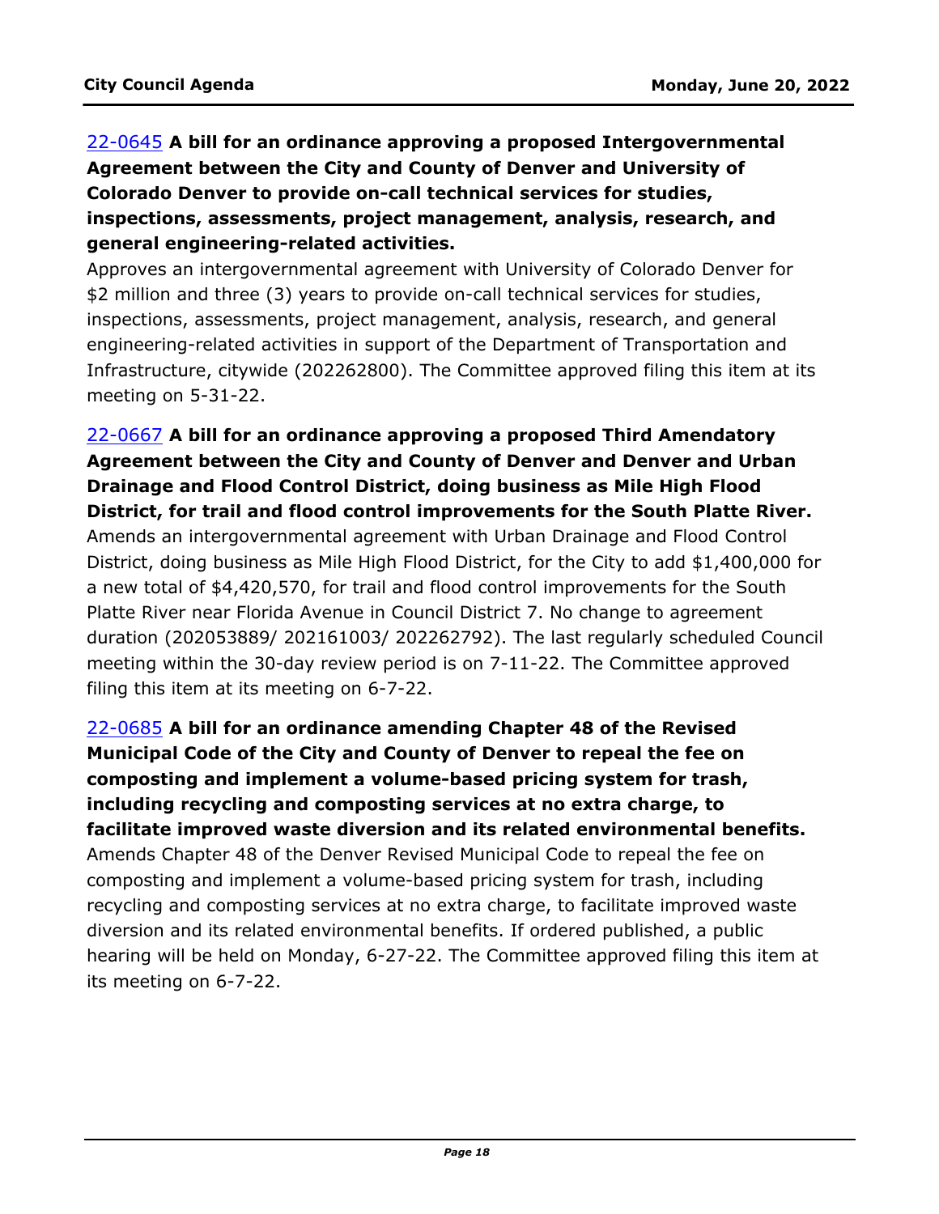22-0645 **A bill for an ordinance approving a proposed Intergovernmental Agreement between the City and County of Denver and University of Colorado Denver to provide on-call technical services for studies, inspections, assessments, project management, analysis, research, and general engineering-related activities.**

Approves an intergovernmental agreement with University of Colorado Denver for $2 million and three (3) years to provide on-call technical services for studies, inspections, assessments, project management, analysis, research, and general engineering-related activities in support of the Department of Transportation and Infrastructure, citywide (202262800). The Committee approved filing this item at its meeting on 5-31-22.

22-0667 **A bill for an ordinance approving a proposed Third Amendatory Agreement between the City and County of Denver and Denver and Urban Drainage and Flood Control District, doing business as Mile High Flood District, for trail and flood control improvements for the South Platte River.**

Amends an intergovernmental agreement with Urban Drainage and Flood Control District, doing business as Mile High Flood District, for the City to add $1,400,000 for a new total of $4,420,570, for trail and flood control improvements for the South Platte River near Florida Avenue in Council District 7. No change to agreement duration (202053889/ 202161003/ 202262792). The last regularly scheduled Council meeting within the 30-day review period is on 7-11-22. The Committee approved filing this item at its meeting on 6-7-22.

22-0685 **A bill for an ordinance amending Chapter 48 of the Revised Municipal Code of the City and County of Denver to repeal the fee on composting and implement a volume-based pricing system for trash, including recycling and composting services at no extra charge, to facilitate improved waste diversion and its related environmental benefits.**

Amends Chapter 48 of the Denver Revised Municipal Code to repeal the fee on composting and implement a volume-based pricing system for trash, including recycling and composting services at no extra charge, to facilitate improved waste diversion and its related environmental benefits. If ordered published, a public hearing will be held on Monday, 6-27-22. The Committee approved filing this item at its meeting on 6-7-22.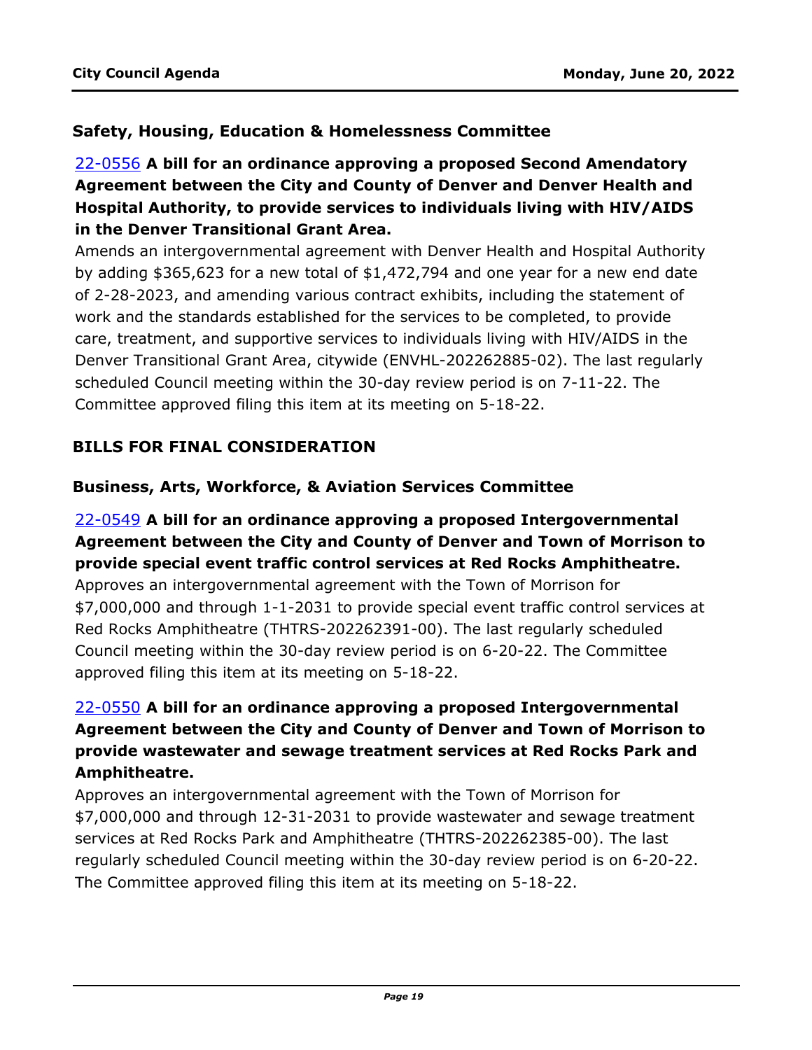### Safety, Housing, Education & Homelessness Committee

**22-0556 A bill for an ordinance approving a proposed Second Amendatory Agreement between the City and County of Denver and Denver Health and Hospital Authority, to provide services to individuals living with HIV/AIDS in the Denver Transitional Grant Area.**

Amends an intergovernmental agreement with Denver Health and Hospital Authority by adding $365,623 for a new total of $1,472,794 and one year for a new end date of 2-28-2023, and amending various contract exhibits, including the statement of work and the standards established for the services to be completed, to provide care, treatment, and supportive services to individuals living with HIV/AIDS in the Denver Transitional Grant Area, citywide (ENVHL-202262885-02). The last regularly scheduled Council meeting within the 30-day review period is on 7-11-22. The Committee approved filing this item at its meeting on 5-18-22.

## BILLS FOR FINAL CONSIDERATION

### Business, Arts, Workforce, & Aviation Services Committee

**22-0549 A bill for an ordinance approving a proposed Intergovernmental Agreement between the City and County of Denver and Town of Morrison to provide special event traffic control services at Red Rocks Amphitheatre.**

Approves an intergovernmental agreement with the Town of Morrison for $7,000,000 and through 1-1-2031 to provide special event traffic control services at Red Rocks Amphitheatre (THTRS-202262391-00). The last regularly scheduled Council meeting within the 30-day review period is on 6-20-22. The Committee approved filing this item at its meeting on 5-18-22.

**22-0550 A bill for an ordinance approving a proposed Intergovernmental Agreement between the City and County of Denver and Town of Morrison to provide wastewater and sewage treatment services at Red Rocks Park and Amphitheatre.**

Approves an intergovernmental agreement with the Town of Morrison for $7,000,000 and through 12-31-2031 to provide wastewater and sewage treatment services at Red Rocks Park and Amphitheatre (THTRS-202262385-00). The last regularly scheduled Council meeting within the 30-day review period is on 6-20-22. The Committee approved filing this item at its meeting on 5-18-22.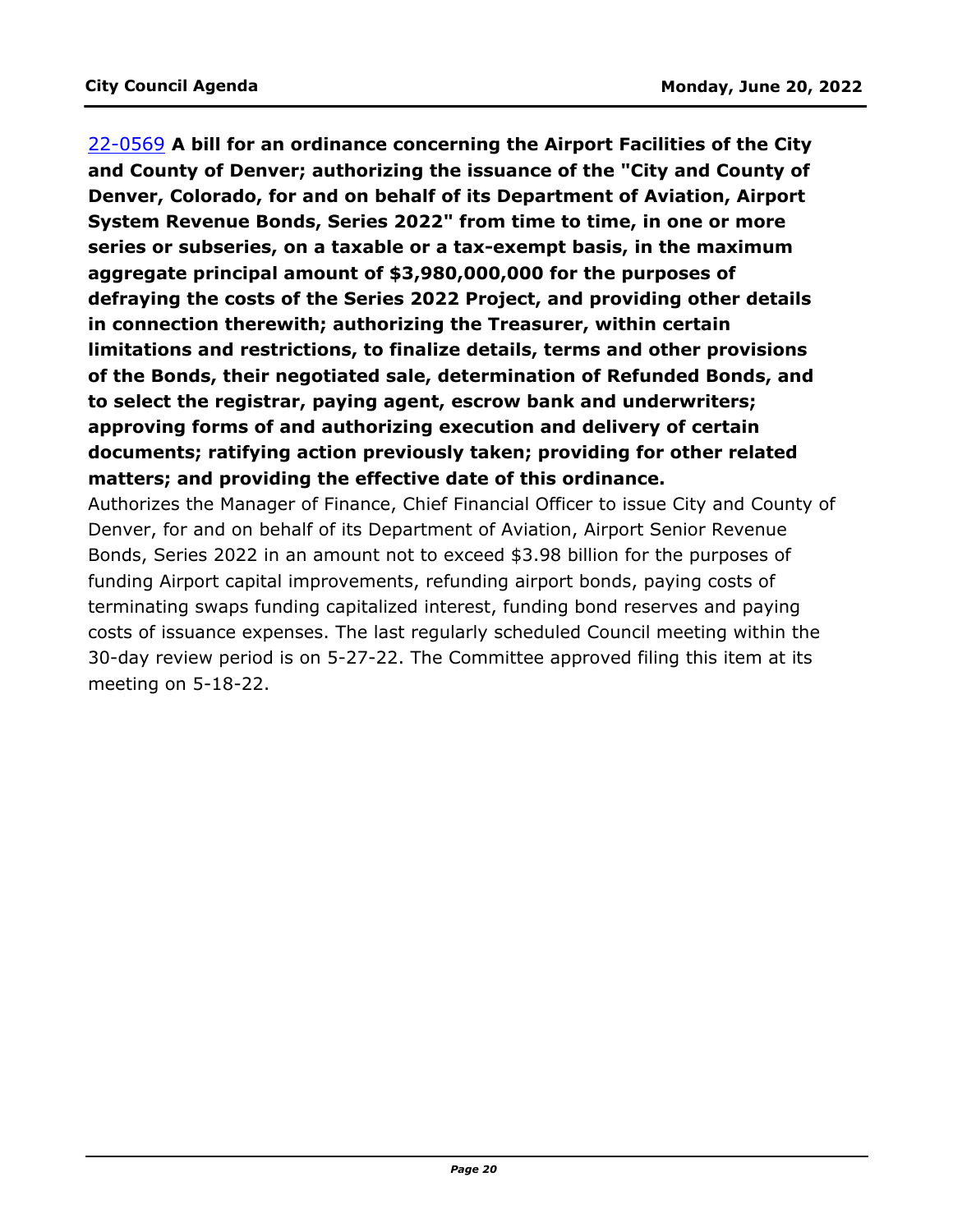[22-0569](22-0569) **A bill for an ordinance concerning the Airport Facilities of the City and County of Denver; authorizing the issuance of the "City and County of Denver, Colorado, for and on behalf of its Department of Aviation, Airport System Revenue Bonds, Series 2022" from time to time, in one or more series or subseries, on a taxable or a tax-exempt basis, in the maximum aggregate principal amount of $3,980,000,000 for the purposes of defraying the costs of the Series 2022 Project, and providing other details in connection therewith; authorizing the Treasurer, within certain limitations and restrictions, to finalize details, terms and other provisions of the Bonds, their negotiated sale, determination of Refunded Bonds, and to select the registrar, paying agent, escrow bank and underwriters; approving forms of and authorizing execution and delivery of certain documents; ratifying action previously taken; providing for other related matters; and providing the effective date of this ordinance.**

Authorizes the Manager of Finance, Chief Financial Officer to issue City and County of Denver, for and on behalf of its Department of Aviation, Airport Senior Revenue Bonds, Series 2022 in an amount not to exceed $3.98 billion for the purposes of funding Airport capital improvements, refunding airport bonds, paying costs of terminating swaps funding capitalized interest, funding bond reserves and paying costs of issuance expenses. The last regularly scheduled Council meeting within the 30-day review period is on 5-27-22. The Committee approved filing this item at its meeting on 5-18-22.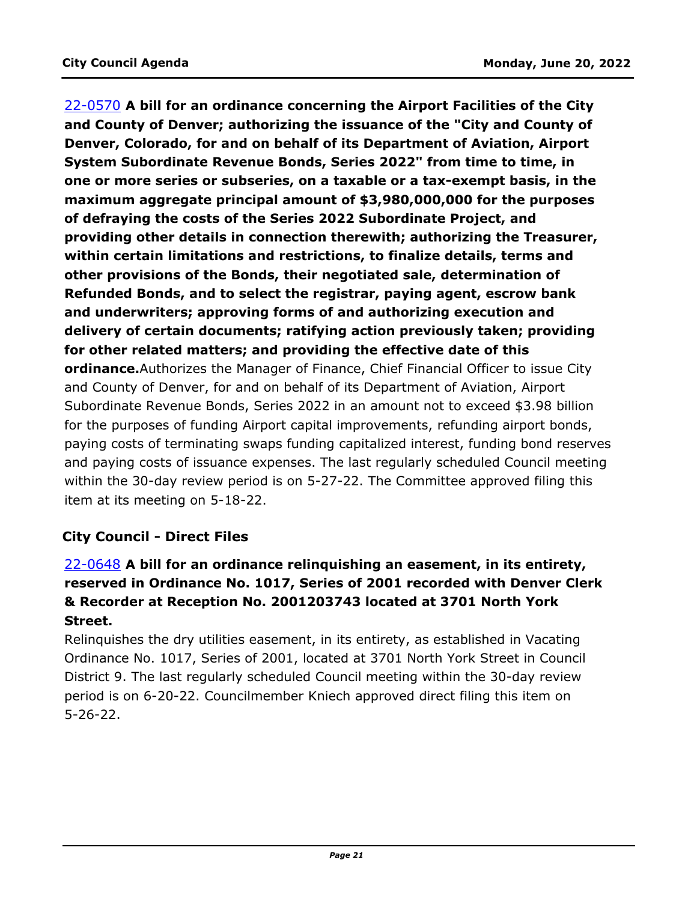22-0570 **A bill for an ordinance concerning the Airport Facilities of the City and County of Denver; authorizing the issuance of the "City and County of Denver, Colorado, for and on behalf of its Department of Aviation, Airport System Subordinate Revenue Bonds, Series 2022" from time to time, in one or more series or subseries, on a taxable or a tax-exempt basis, in the maximum aggregate principal amount of $3,980,000,000 for the purposes of defraying the costs of the Series 2022 Subordinate Project, and providing other details in connection therewith; authorizing the Treasurer, within certain limitations and restrictions, to finalize details, terms and other provisions of the Bonds, their negotiated sale, determination of Refunded Bonds, and to select the registrar, paying agent, escrow bank and underwriters; approving forms of and authorizing execution and delivery of certain documents; ratifying action previously taken; providing for other related matters; and providing the effective date of this ordinance.**Authorizes the Manager of Finance, Chief Financial Officer to issue City and County of Denver, for and on behalf of its Department of Aviation, Airport Subordinate Revenue Bonds, Series 2022 in an amount not to exceed $3.98 billion for the purposes of funding Airport capital improvements, refunding airport bonds, paying costs of terminating swaps funding capitalized interest, funding bond reserves and paying costs of issuance expenses. The last regularly scheduled Council meeting within the 30-day review period is on 5-27-22. The Committee approved filing this item at its meeting on 5-18-22.

## City Council - Direct Files

22-0648 **A bill for an ordinance relinquishing an easement, in its entirety, reserved in Ordinance No. 1017, Series of 2001 recorded with Denver Clerk & Recorder at Reception No. 2001203743 located at 3701 North York Street.**

Relinquishes the dry utilities easement, in its entirety, as established in Vacating Ordinance No. 1017, Series of 2001, located at 3701 North York Street in Council District 9. The last regularly scheduled Council meeting within the 30-day review period is on 6-20-22. Councilmember Kniech approved direct filing this item on 5-26-22.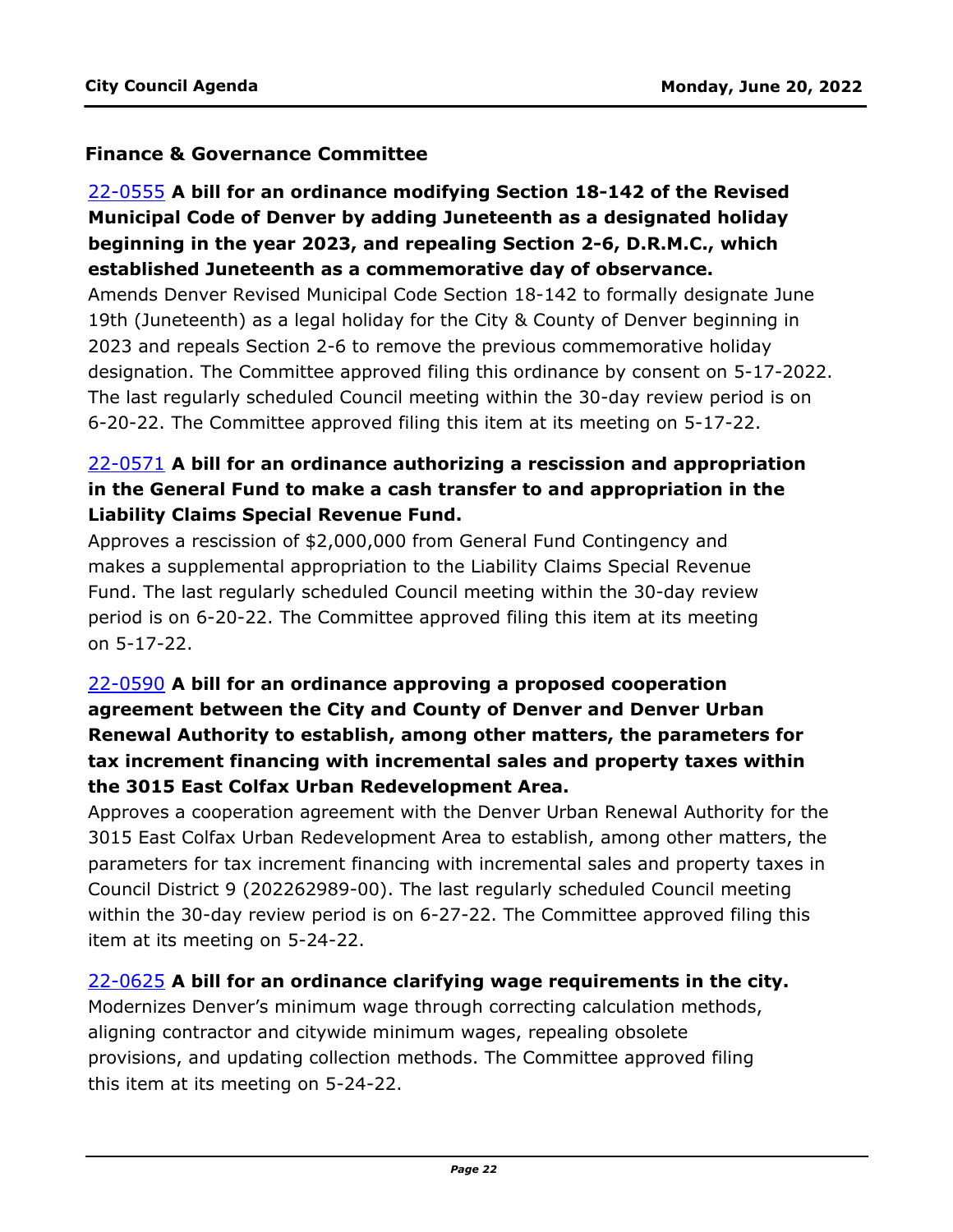### Finance & Governance Committee

22-0555 **A bill for an ordinance modifying Section 18-142 of the Revised Municipal Code of Denver by adding Juneteenth as a designated holiday beginning in the year 2023, and repealing Section 2-6, D.R.M.C., which established Juneteenth as a commemorative day of observance.**

Amends Denver Revised Municipal Code Section 18-142 to formally designate June 19th (Juneteenth) as a legal holiday for the City & County of Denver beginning in 2023 and repeals Section 2-6 to remove the previous commemorative holiday designation. The Committee approved filing this ordinance by consent on 5-17-2022. The last regularly scheduled Council meeting within the 30-day review period is on 6-20-22. The Committee approved filing this item at its meeting on 5-17-22.

22-0571 **A bill for an ordinance authorizing a rescission and appropriation in the General Fund to make a cash transfer to and appropriation in the Liability Claims Special Revenue Fund.**

Approves a rescission of $2,000,000 from General Fund Contingency and makes a supplemental appropriation to the Liability Claims Special Revenue Fund. The last regularly scheduled Council meeting within the 30-day review period is on 6-20-22. The Committee approved filing this item at its meeting on 5-17-22.

22-0590 **A bill for an ordinance approving a proposed cooperation agreement between the City and County of Denver and Denver Urban Renewal Authority to establish, among other matters, the parameters for tax increment financing with incremental sales and property taxes within the 3015 East Colfax Urban Redevelopment Area.**

Approves a cooperation agreement with the Denver Urban Renewal Authority for the 3015 East Colfax Urban Redevelopment Area to establish, among other matters, the parameters for tax increment financing with incremental sales and property taxes in Council District 9 (202262989-00). The last regularly scheduled Council meeting within the 30-day review period is on 6-27-22. The Committee approved filing this item at its meeting on 5-24-22.

22-0625 **A bill for an ordinance clarifying wage requirements in the city.**

Modernizes Denver's minimum wage through correcting calculation methods, aligning contractor and citywide minimum wages, repealing obsolete provisions, and updating collection methods. The Committee approved filing this item at its meeting on 5-24-22.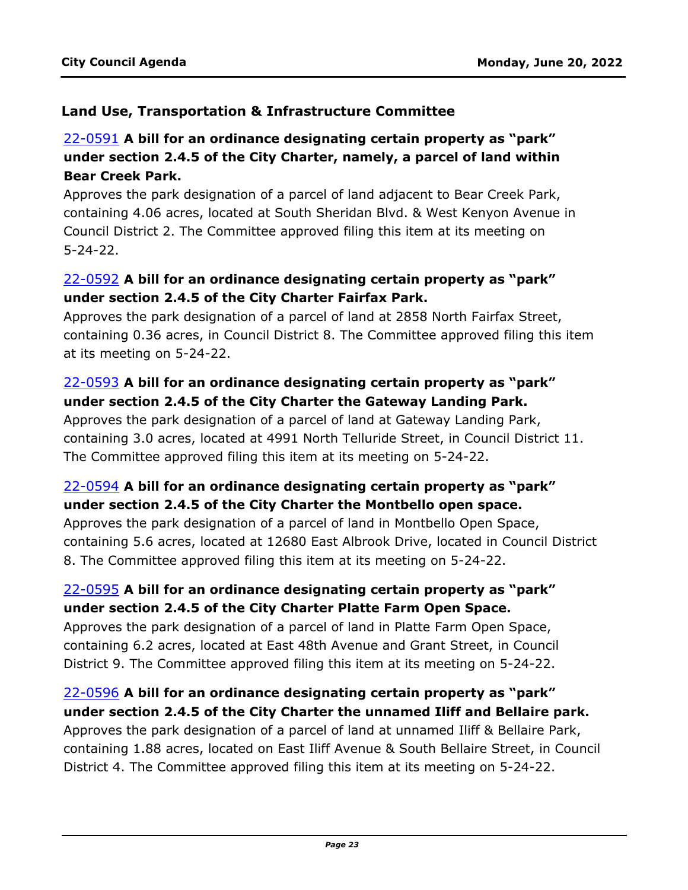### Land Use, Transportation & Infrastructure Committee

**22-0591 A bill for an ordinance designating certain property as "park" under section 2.4.5 of the City Charter, namely, a parcel of land within Bear Creek Park.**

Approves the park designation of a parcel of land adjacent to Bear Creek Park, containing 4.06 acres, located at South Sheridan Blvd. & West Kenyon Avenue in Council District 2. The Committee approved filing this item at its meeting on 5-24-22.

**22-0592 A bill for an ordinance designating certain property as "park" under section 2.4.5 of the City Charter Fairfax Park.**

Approves the park designation of a parcel of land at 2858 North Fairfax Street, containing 0.36 acres, in Council District 8. The Committee approved filing this item at its meeting on 5-24-22.

**22-0593 A bill for an ordinance designating certain property as "park" under section 2.4.5 of the City Charter the Gateway Landing Park.**

Approves the park designation of a parcel of land at Gateway Landing Park, containing 3.0 acres, located at 4991 North Telluride Street, in Council District 11. The Committee approved filing this item at its meeting on 5-24-22.

**22-0594 A bill for an ordinance designating certain property as "park" under section 2.4.5 of the City Charter the Montbello open space.**

Approves the park designation of a parcel of land in Montbello Open Space, containing 5.6 acres, located at 12680 East Albrook Drive, located in Council District 8. The Committee approved filing this item at its meeting on 5-24-22.

**22-0595 A bill for an ordinance designating certain property as "park" under section 2.4.5 of the City Charter Platte Farm Open Space.**

Approves the park designation of a parcel of land in Platte Farm Open Space, containing 6.2 acres, located at East 48th Avenue and Grant Street, in Council District 9. The Committee approved filing this item at its meeting on 5-24-22.

**22-0596 A bill for an ordinance designating certain property as "park" under section 2.4.5 of the City Charter the unnamed Iliff and Bellaire park.**

Approves the park designation of a parcel of land at unnamed Iliff & Bellaire Park, containing 1.88 acres, located on East Iliff Avenue & South Bellaire Street, in Council District 4. The Committee approved filing this item at its meeting on 5-24-22.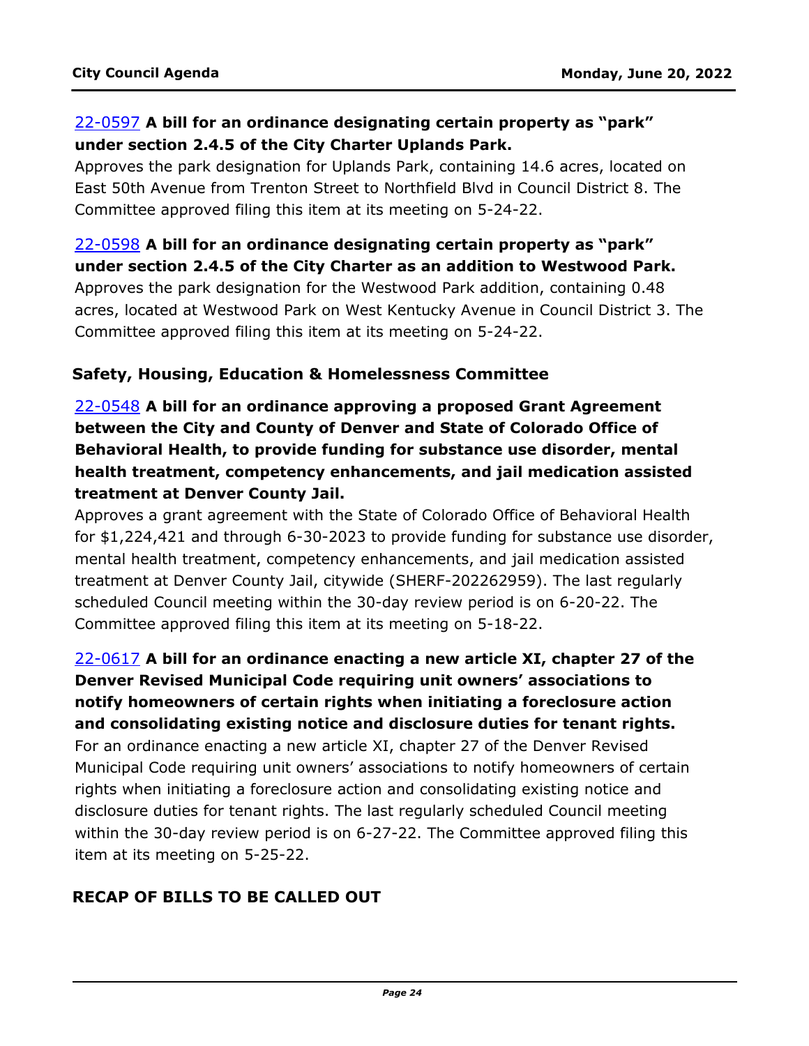**22-0597 A bill for an ordinance designating certain property as "park" under section 2.4.5 of the City Charter Uplands Park.**

Approves the park designation for Uplands Park, containing 14.6 acres, located on East 50th Avenue from Trenton Street to Northfield Blvd in Council District 8. The Committee approved filing this item at its meeting on 5-24-22.

**22-0598 A bill for an ordinance designating certain property as "park" under section 2.4.5 of the City Charter as an addition to Westwood Park.**

Approves the park designation for the Westwood Park addition, containing 0.48 acres, located at Westwood Park on West Kentucky Avenue in Council District 3. The Committee approved filing this item at its meeting on 5-24-22.

### Safety, Housing, Education & Homelessness Committee

**22-0548 A bill for an ordinance approving a proposed Grant Agreement between the City and County of Denver and State of Colorado Office of Behavioral Health, to provide funding for substance use disorder, mental health treatment, competency enhancements, and jail medication assisted treatment at Denver County Jail.**

Approves a grant agreement with the State of Colorado Office of Behavioral Health for $1,224,421 and through 6-30-2023 to provide funding for substance use disorder, mental health treatment, competency enhancements, and jail medication assisted treatment at Denver County Jail, citywide (SHERF-202262959). The last regularly scheduled Council meeting within the 30-day review period is on 6-20-22. The Committee approved filing this item at its meeting on 5-18-22.

**22-0617 A bill for an ordinance enacting a new article XI, chapter 27 of the Denver Revised Municipal Code requiring unit owners' associations to notify homeowners of certain rights when initiating a foreclosure action and consolidating existing notice and disclosure duties for tenant rights.**

For an ordinance enacting a new article XI, chapter 27 of the Denver Revised Municipal Code requiring unit owners' associations to notify homeowners of certain rights when initiating a foreclosure action and consolidating existing notice and disclosure duties for tenant rights. The last regularly scheduled Council meeting within the 30-day review period is on 6-27-22. The Committee approved filing this item at its meeting on 5-25-22.

### RECAP OF BILLS TO BE CALLED OUT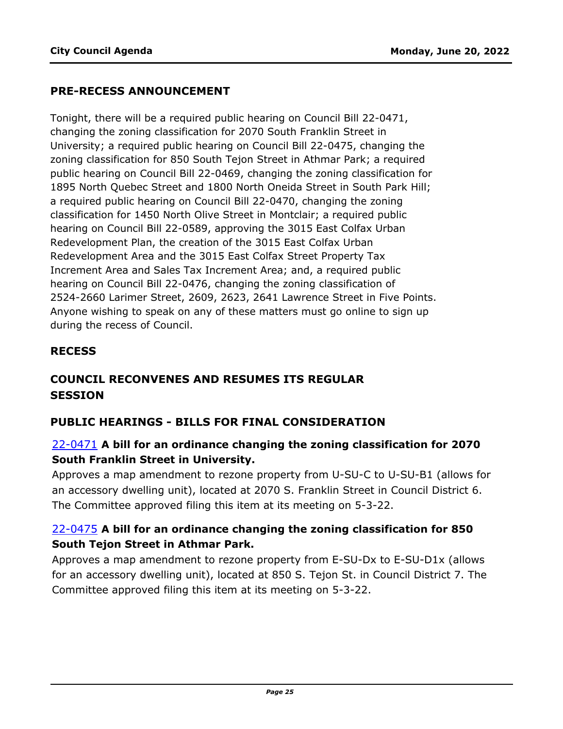## PRE-RECESS ANNOUNCEMENT

Tonight, there will be a required public hearing on Council Bill 22-0471, changing the zoning classification for 2070 South Franklin Street in University; a required public hearing on Council Bill 22-0475, changing the zoning classification for 850 South Tejon Street in Athmar Park; a required public hearing on Council Bill 22-0469, changing the zoning classification for 1895 North Quebec Street and 1800 North Oneida Street in South Park Hill; a required public hearing on Council Bill 22-0470, changing the zoning classification for 1450 North Olive Street in Montclair; a required public hearing on Council Bill 22-0589, approving the 3015 East Colfax Urban Redevelopment Plan, the creation of the 3015 East Colfax Urban Redevelopment Area and the 3015 East Colfax Street Property Tax Increment Area and Sales Tax Increment Area; and, a required public hearing on Council Bill 22-0476, changing the zoning classification of 2524-2660 Larimer Street, 2609, 2623, 2641 Lawrence Street in Five Points. Anyone wishing to speak on any of these matters must go online to sign up during the recess of Council.

## RECESS

## COUNCIL RECONVENES AND RESUMES ITS REGULAR SESSION

## PUBLIC HEARINGS - BILLS FOR FINAL CONSIDERATION

22-0471 **A bill for an ordinance changing the zoning classification for 2070 South Franklin Street in University.**

Approves a map amendment to rezone property from U-SU-C to U-SU-B1 (allows for an accessory dwelling unit), located at 2070 S. Franklin Street in Council District 6. The Committee approved filing this item at its meeting on 5-3-22.

22-0475 **A bill for an ordinance changing the zoning classification for 850 South Tejon Street in Athmar Park.**

Approves a map amendment to rezone property from E-SU-Dx to E-SU-D1x (allows for an accessory dwelling unit), located at 850 S. Tejon St. in Council District 7. The Committee approved filing this item at its meeting on 5-3-22.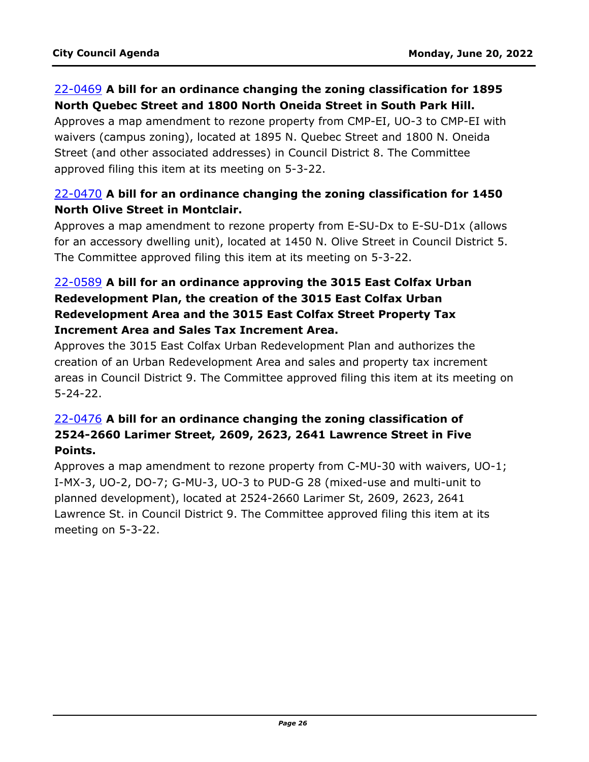[22-0469](22-0469) **A bill for an ordinance changing the zoning classification for 1895 North Quebec Street and 1800 North Oneida Street in South Park Hill.**
Approves a map amendment to rezone property from CMP-EI, UO-3 to CMP-EI with waivers (campus zoning), located at 1895 N. Quebec Street and 1800 N. Oneida Street (and other associated addresses) in Council District 8. The Committee approved filing this item at its meeting on 5-3-22.

[22-0470](22-0470) **A bill for an ordinance changing the zoning classification for 1450 North Olive Street in Montclair.**
Approves a map amendment to rezone property from E-SU-Dx to E-SU-D1x (allows for an accessory dwelling unit), located at 1450 N. Olive Street in Council District 5. The Committee approved filing this item at its meeting on 5-3-22.

[22-0589](22-0589) **A bill for an ordinance approving the 3015 East Colfax Urban Redevelopment Plan, the creation of the 3015 East Colfax Urban Redevelopment Area and the 3015 East Colfax Street Property Tax Increment Area and Sales Tax Increment Area.**
Approves the 3015 East Colfax Urban Redevelopment Plan and authorizes the creation of an Urban Redevelopment Area and sales and property tax increment areas in Council District 9. The Committee approved filing this item at its meeting on 5-24-22.

[22-0476](22-0476) **A bill for an ordinance changing the zoning classification of 2524-2660 Larimer Street, 2609, 2623, 2641 Lawrence Street in Five Points.**
Approves a map amendment to rezone property from C-MU-30 with waivers, UO-1; I-MX-3, UO-2, DO-7; G-MU-3, UO-3 to PUD-G 28 (mixed-use and multi-unit to planned development), located at 2524-2660 Larimer St, 2609, 2623, 2641 Lawrence St. in Council District 9. The Committee approved filing this item at its meeting on 5-3-22.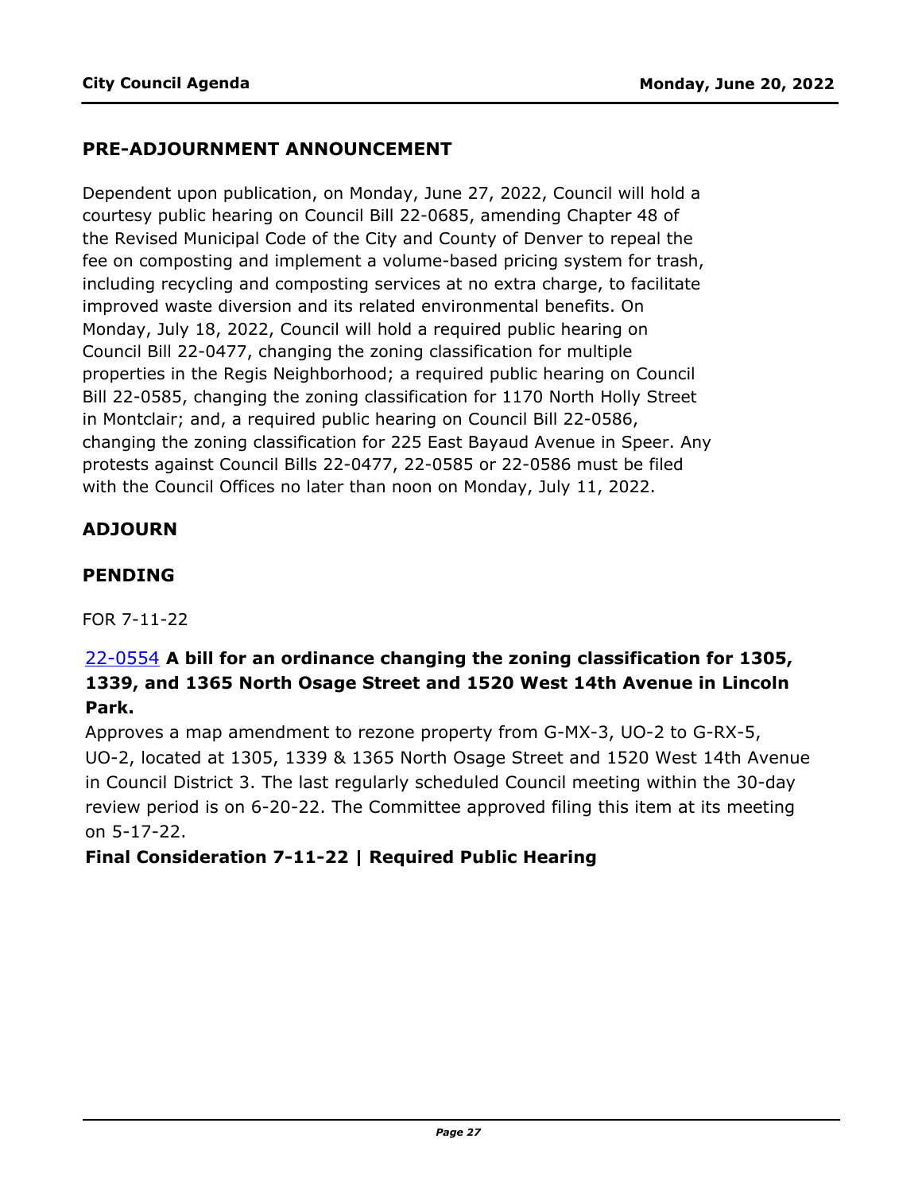## PRE-ADJOURNMENT ANNOUNCEMENT

Dependent upon publication, on Monday, June 27, 2022, Council will hold a courtesy public hearing on Council Bill 22-0685, amending Chapter 48 of the Revised Municipal Code of the City and County of Denver to repeal the fee on composting and implement a volume-based pricing system for trash, including recycling and composting services at no extra charge, to facilitate improved waste diversion and its related environmental benefits. On Monday, July 18, 2022, Council will hold a required public hearing on Council Bill 22-0477, changing the zoning classification for multiple properties in the Regis Neighborhood; a required public hearing on Council Bill 22-0585, changing the zoning classification for 1170 North Holly Street in Montclair; and, a required public hearing on Council Bill 22-0586, changing the zoning classification for 225 East Bayaud Avenue in Speer. Any protests against Council Bills 22-0477, 22-0585 or 22-0586 must be filed with the Council Offices no later than noon on Monday, July 11, 2022.

## ADJOURN

## PENDING

FOR 7-11-22

22-0554 **A bill for an ordinance changing the zoning classification for 1305, 1339, and 1365 North Osage Street and 1520 West 14th Avenue in Lincoln Park.**

Approves a map amendment to rezone property from G-MX-3, UO-2 to G-RX-5, UO-2, located at 1305, 1339 & 1365 North Osage Street and 1520 West 14th Avenue in Council District 3. The last regularly scheduled Council meeting within the 30-day review period is on 6-20-22. The Committee approved filing this item at its meeting on 5-17-22.

**Final Consideration 7-11-22 | Required Public Hearing**